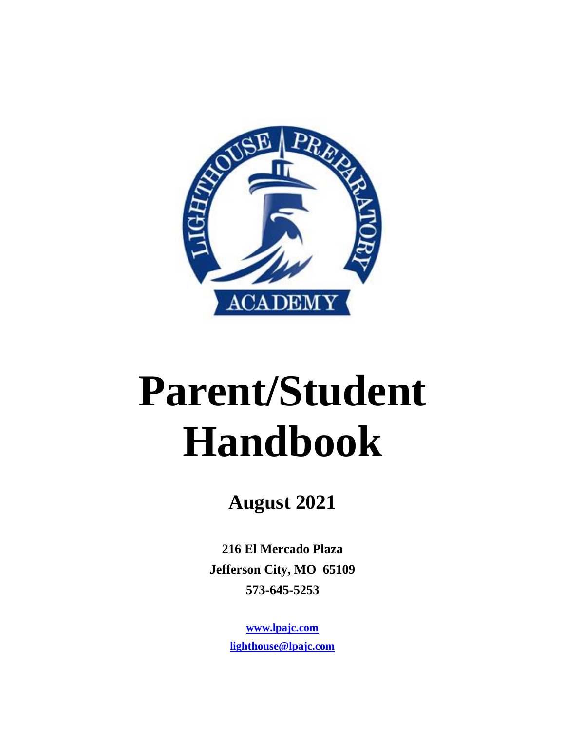# Parent/Student Handbook

## August 2021

**216 El Mercado Plaza**

**Jefferson City, MO 65109**

**573-645-5253**

**[www.lpajc.com](http://www.lpajc.com)**

**[lighthouse@lpajc.com](mailto:lighthouse@lpajc.com)**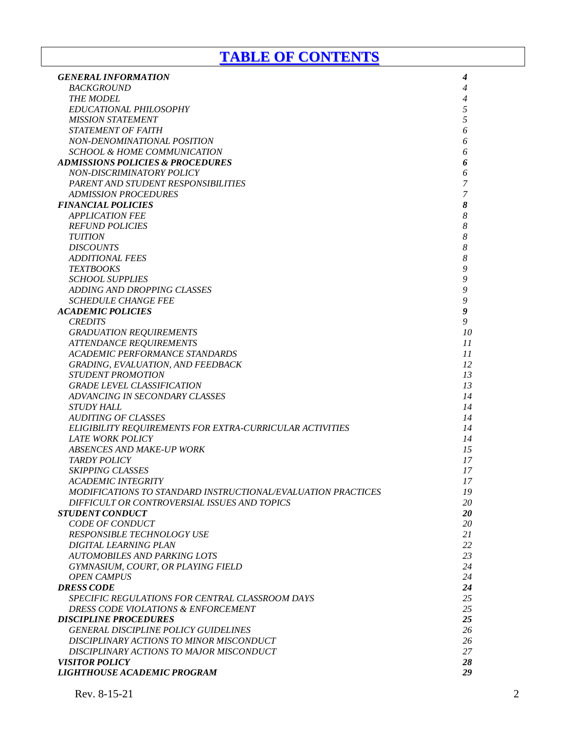# TABLE OF CONTENTS

| | |
|---|---|
| ***GENERAL INFORMATION*** | ***4*** |
| *BACKGROUND* | *4* |
| *THE MODEL* | *4* |
| *EDUCATIONAL PHILOSOPHY* | *5* |
| *MISSION STATEMENT* | *5* |
| *STATEMENT OF FAITH* | *6* |
| *NON-DENOMINATIONAL POSITION* | *6* |
| *SCHOOL & HOME COMMUNICATION* | *6* |
| ***ADMISSIONS POLICIES & PROCEDURES*** | ***6*** |
| *NON-DISCRIMINATORY POLICY* | *6* |
| *PARENT AND STUDENT RESPONSIBILITIES* | *7* |
| *ADMISSION PROCEDURES* | *7* |
| ***FINANCIAL POLICIES*** | ***8*** |
| *APPLICATION FEE* | *8* |
| *REFUND POLICIES* | *8* |
| *TUITION* | *8* |
| *DISCOUNTS* | *8* |
| *ADDITIONAL FEES* | *8* |
| *TEXTBOOKS* | *9* |
| *SCHOOL SUPPLIES* | *9* |
| *ADDING AND DROPPING CLASSES* | *9* |
| *SCHEDULE CHANGE FEE* | *9* |
| ***ACADEMIC POLICIES*** | ***9*** |
| *CREDITS* | *9* |
| *GRADUATION REQUIREMENTS* | *10* |
| *ATTENDANCE REQUIREMENTS* | *11* |
| *ACADEMIC PERFORMANCE STANDARDS* | *11* |
| *GRADING, EVALUATION, AND FEEDBACK* | *12* |
| *STUDENT PROMOTION* | *13* |
| *GRADE LEVEL CLASSIFICATION* | *13* |
| *ADVANCING IN SECONDARY CLASSES* | *14* |
| *STUDY HALL* | *14* |
| *AUDITING OF CLASSES* | *14* |
| *ELIGIBILITY REQUIREMENTS FOR EXTRA-CURRICULAR ACTIVITIES* | *14* |
| *LATE WORK POLICY* | *14* |
| *ABSENCES AND MAKE-UP WORK* | *15* |
| *TARDY POLICY* | *17* |
| *SKIPPING CLASSES* | *17* |
| *ACADEMIC INTEGRITY* | *17* |
| *MODIFICATIONS TO STANDARD INSTRUCTIONAL/EVALUATION PRACTICES* | *19* |
| *DIFFICULT OR CONTROVERSIAL ISSUES AND TOPICS* | *20* |
| ***STUDENT CONDUCT*** | ***20*** |
| *CODE OF CONDUCT* | *20* |
| *RESPONSIBLE TECHNOLOGY USE* | *21* |
| *DIGITAL LEARNING PLAN* | *22* |
| *AUTOMOBILES AND PARKING LOTS* | *23* |
| *GYMNASIUM, COURT, OR PLAYING FIELD* | *24* |
| *OPEN CAMPUS* | *24* |
| ***DRESS CODE*** | ***24*** |
| *SPECIFIC REGULATIONS FOR CENTRAL CLASSROOM DAYS* | *25* |
| *DRESS CODE VIOLATIONS & ENFORCEMENT* | *25* |
| ***DISCIPLINE PROCEDURES*** | ***25*** |
| *GENERAL DISCIPLINE POLICY GUIDELINES* | *26* |
| *DISCIPLINARY ACTIONS TO MINOR MISCONDUCT* | *26* |
| *DISCIPLINARY ACTIONS TO MAJOR MISCONDUCT* | *27* |
| ***VISITOR POLICY*** | ***28*** |
| ***LIGHTHOUSE ACADEMIC PROGRAM*** | ***29*** |

Rev. 8-15-21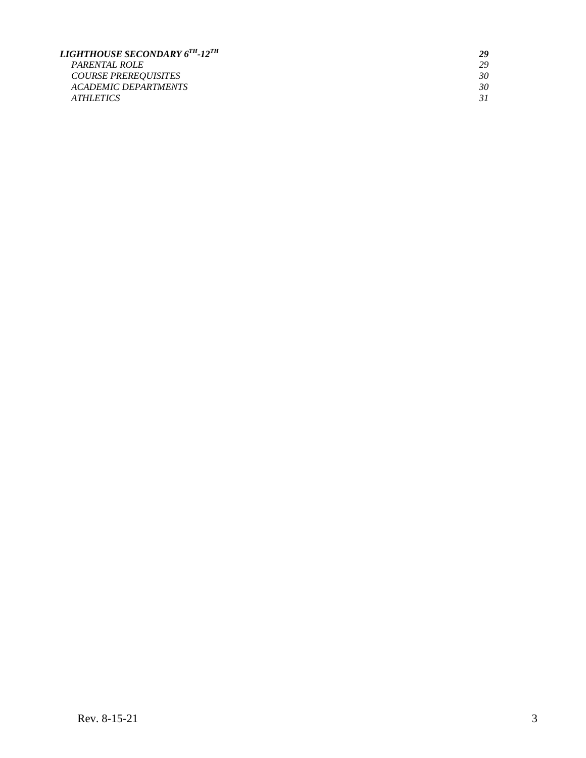| | |
|---|---|
| ***LIGHTHOUSE SECONDARY 6TH-12TH*** | ***29*** |
| *PARENTAL ROLE* | *29* |
| *COURSE PREREQUISITES* | *30* |
| *ACADEMIC DEPARTMENTS* | *30* |
| *ATHLETICS* | *31* |

Rev. 8-15-21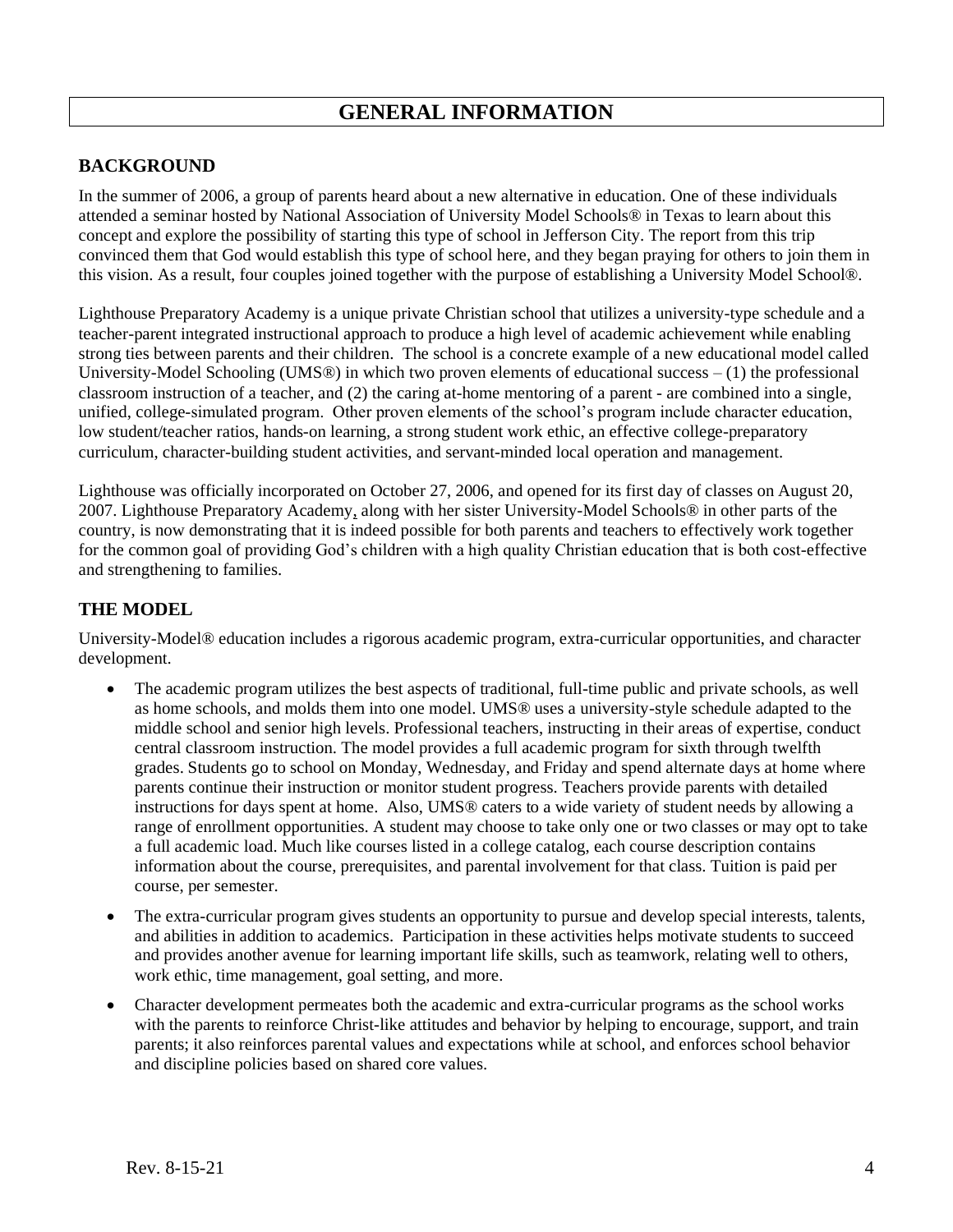# GENERAL INFORMATION

## BACKGROUND

In the summer of 2006, a group of parents heard about a new alternative in education. One of these individuals attended a seminar hosted by National Association of University Model Schools® in Texas to learn about this concept and explore the possibility of starting this type of school in Jefferson City. The report from this trip convinced them that God would establish this type of school here, and they began praying for others to join them in this vision. As a result, four couples joined together with the purpose of establishing a University Model School®.

Lighthouse Preparatory Academy is a unique private Christian school that utilizes a university-type schedule and a teacher-parent integrated instructional approach to produce a high level of academic achievement while enabling strong ties between parents and their children. The school is a concrete example of a new educational model called University-Model Schooling (UMS®) in which two proven elements of educational success – (1) the professional classroom instruction of a teacher, and (2) the caring at-home mentoring of a parent - are combined into a single, unified, college-simulated program. Other proven elements of the school's program include character education, low student/teacher ratios, hands-on learning, a strong student work ethic, an effective college-preparatory curriculum, character-building student activities, and servant-minded local operation and management.

Lighthouse was officially incorporated on October 27, 2006, and opened for its first day of classes on August 20, 2007. Lighthouse Preparatory Academy, along with her sister University-Model Schools® in other parts of the country, is now demonstrating that it is indeed possible for both parents and teachers to effectively work together for the common goal of providing God's children with a high quality Christian education that is both cost-effective and strengthening to families.

## THE MODEL

University-Model® education includes a rigorous academic program, extra-curricular opportunities, and character development.

- The academic program utilizes the best aspects of traditional, full-time public and private schools, as well as home schools, and molds them into one model. UMS® uses a university-style schedule adapted to the middle school and senior high levels. Professional teachers, instructing in their areas of expertise, conduct central classroom instruction. The model provides a full academic program for sixth through twelfth grades. Students go to school on Monday, Wednesday, and Friday and spend alternate days at home where parents continue their instruction or monitor student progress. Teachers provide parents with detailed instructions for days spent at home. Also, UMS® caters to a wide variety of student needs by allowing a range of enrollment opportunities. A student may choose to take only one or two classes or may opt to take a full academic load. Much like courses listed in a college catalog, each course description contains information about the course, prerequisites, and parental involvement for that class. Tuition is paid per course, per semester.
- The extra-curricular program gives students an opportunity to pursue and develop special interests, talents, and abilities in addition to academics. Participation in these activities helps motivate students to succeed and provides another avenue for learning important life skills, such as teamwork, relating well to others, work ethic, time management, goal setting, and more.
- Character development permeates both the academic and extra-curricular programs as the school works with the parents to reinforce Christ-like attitudes and behavior by helping to encourage, support, and train parents; it also reinforces parental values and expectations while at school, and enforces school behavior and discipline policies based on shared core values.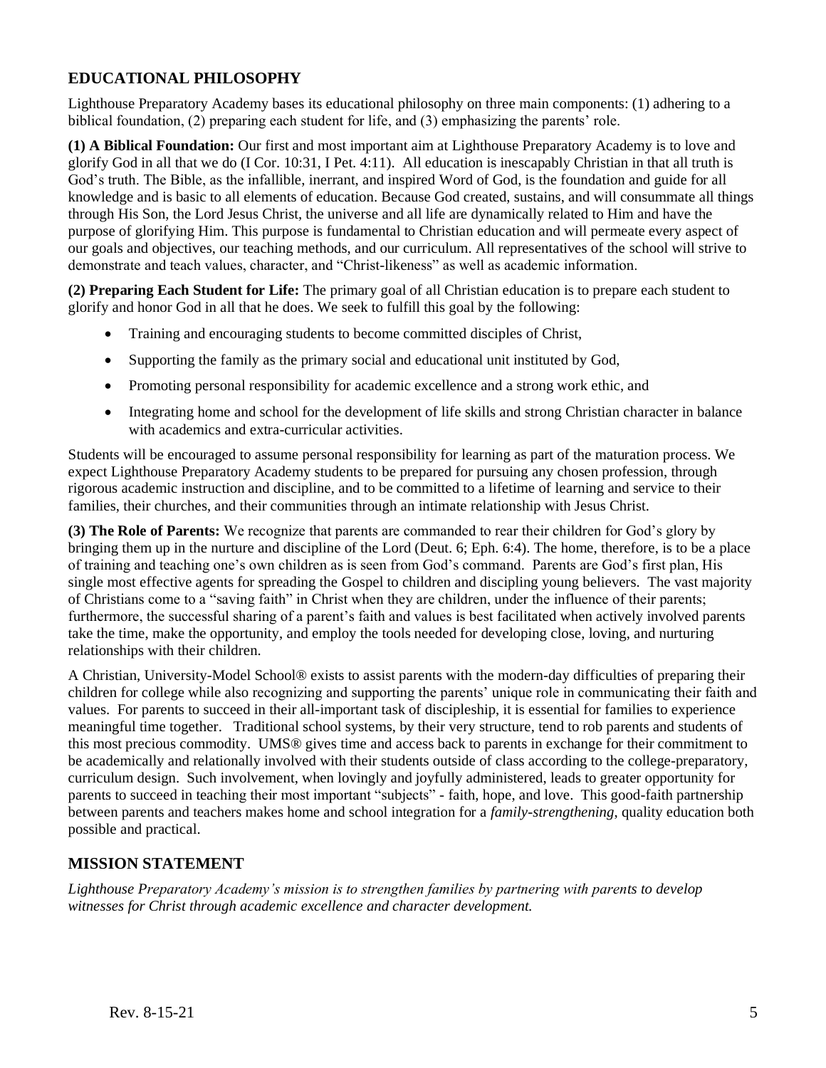## EDUCATIONAL PHILOSOPHY

Lighthouse Preparatory Academy bases its educational philosophy on three main components: (1) adhering to a biblical foundation, (2) preparing each student for life, and (3) emphasizing the parents' role.

**(1) A Biblical Foundation:** Our first and most important aim at Lighthouse Preparatory Academy is to love and glorify God in all that we do (I Cor. 10:31, I Pet. 4:11). All education is inescapably Christian in that all truth is God's truth. The Bible, as the infallible, inerrant, and inspired Word of God, is the foundation and guide for all knowledge and is basic to all elements of education. Because God created, sustains, and will consummate all things through His Son, the Lord Jesus Christ, the universe and all life are dynamically related to Him and have the purpose of glorifying Him. This purpose is fundamental to Christian education and will permeate every aspect of our goals and objectives, our teaching methods, and our curriculum. All representatives of the school will strive to demonstrate and teach values, character, and "Christ-likeness" as well as academic information.

**(2) Preparing Each Student for Life:** The primary goal of all Christian education is to prepare each student to glorify and honor God in all that he does. We seek to fulfill this goal by the following:

- Training and encouraging students to become committed disciples of Christ,
- Supporting the family as the primary social and educational unit instituted by God,
- Promoting personal responsibility for academic excellence and a strong work ethic, and
- Integrating home and school for the development of life skills and strong Christian character in balance with academics and extra-curricular activities.

Students will be encouraged to assume personal responsibility for learning as part of the maturation process. We expect Lighthouse Preparatory Academy students to be prepared for pursuing any chosen profession, through rigorous academic instruction and discipline, and to be committed to a lifetime of learning and service to their families, their churches, and their communities through an intimate relationship with Jesus Christ.

**(3) The Role of Parents:** We recognize that parents are commanded to rear their children for God's glory by bringing them up in the nurture and discipline of the Lord (Deut. 6; Eph. 6:4). The home, therefore, is to be a place of training and teaching one's own children as is seen from God's command. Parents are God's first plan, His single most effective agents for spreading the Gospel to children and discipling young believers. The vast majority of Christians come to a "saving faith" in Christ when they are children, under the influence of their parents; furthermore, the successful sharing of a parent's faith and values is best facilitated when actively involved parents take the time, make the opportunity, and employ the tools needed for developing close, loving, and nurturing relationships with their children.

A Christian, University-Model School® exists to assist parents with the modern-day difficulties of preparing their children for college while also recognizing and supporting the parents' unique role in communicating their faith and values. For parents to succeed in their all-important task of discipleship, it is essential for families to experience meaningful time together. Traditional school systems, by their very structure, tend to rob parents and students of this most precious commodity. UMS® gives time and access back to parents in exchange for their commitment to be academically and relationally involved with their students outside of class according to the college-preparatory, curriculum design. Such involvement, when lovingly and joyfully administered, leads to greater opportunity for parents to succeed in teaching their most important "subjects" - faith, hope, and love. This good-faith partnership between parents and teachers makes home and school integration for a *family-strengthening*, quality education both possible and practical.

## MISSION STATEMENT

*Lighthouse Preparatory Academy's mission is to strengthen families by partnering with parents to develop witnesses for Christ through academic excellence and character development.*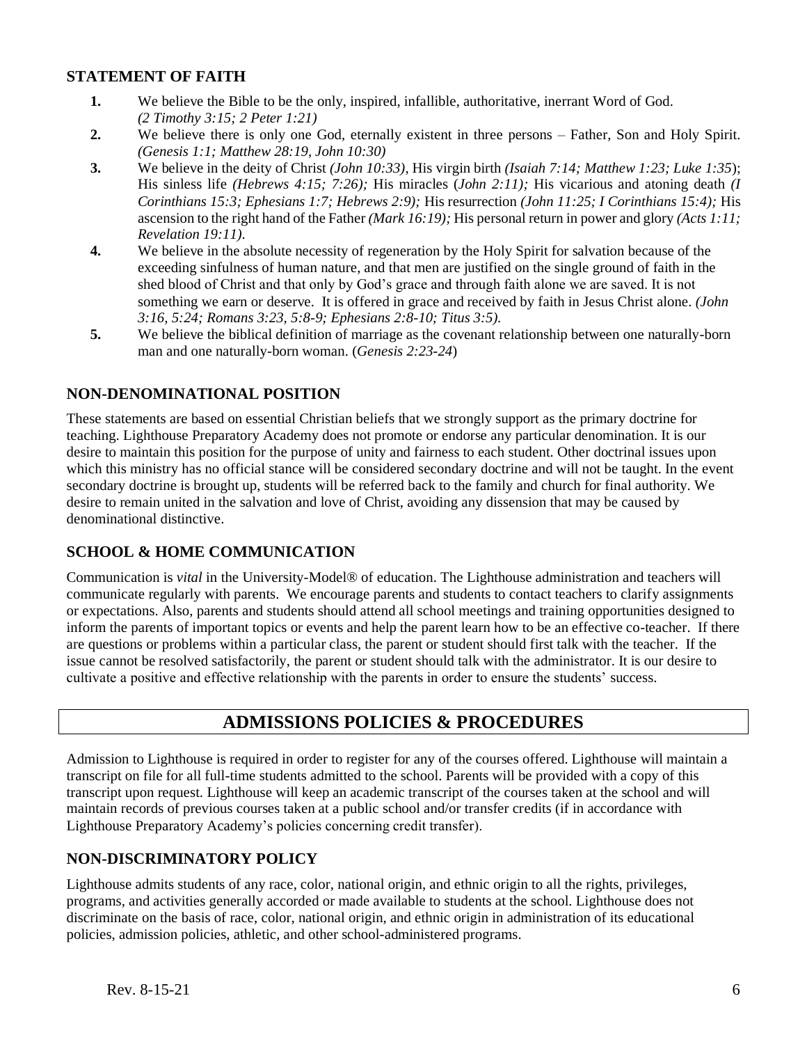## STATEMENT OF FAITH

1. We believe the Bible to be the only, inspired, infallible, authoritative, inerrant Word of God. *(2 Timothy 3:15; 2 Peter 1:21)*
2. We believe there is only one God, eternally existent in three persons – Father, Son and Holy Spirit. *(Genesis 1:1; Matthew 28:19, John 10:30)*
3. We believe in the deity of Christ *(John 10:33),* His virgin birth *(Isaiah 7:14; Matthew 1:23; Luke 1:35*); His sinless life *(Hebrews 4:15; 7:26);* His miracles (*John 2:11);* His vicarious and atoning death *(I Corinthians 15:3; Ephesians 1:7; Hebrews 2:9);* His resurrection *(John 11:25; I Corinthians 15:4);* His ascension to the right hand of the Father *(Mark 16:19);* His personal return in power and glory *(Acts 1:11; Revelation 19:11).*
4. We believe in the absolute necessity of regeneration by the Holy Spirit for salvation because of the exceeding sinfulness of human nature, and that men are justified on the single ground of faith in the shed blood of Christ and that only by God's grace and through faith alone we are saved. It is not something we earn or deserve. It is offered in grace and received by faith in Jesus Christ alone. *(John 3:16, 5:24; Romans 3:23, 5:8-9; Ephesians 2:8-10; Titus 3:5).*
5. We believe the biblical definition of marriage as the covenant relationship between one naturally-born man and one naturally-born woman. (*Genesis 2:23-24*)

## NON-DENOMINATIONAL POSITION

These statements are based on essential Christian beliefs that we strongly support as the primary doctrine for teaching. Lighthouse Preparatory Academy does not promote or endorse any particular denomination. It is our desire to maintain this position for the purpose of unity and fairness to each student. Other doctrinal issues upon which this ministry has no official stance will be considered secondary doctrine and will not be taught. In the event secondary doctrine is brought up, students will be referred back to the family and church for final authority. We desire to remain united in the salvation and love of Christ, avoiding any dissension that may be caused by denominational distinctive.

## SCHOOL & HOME COMMUNICATION

Communication is *vital* in the University-Model® of education. The Lighthouse administration and teachers will communicate regularly with parents. We encourage parents and students to contact teachers to clarify assignments or expectations. Also, parents and students should attend all school meetings and training opportunities designed to inform the parents of important topics or events and help the parent learn how to be an effective co-teacher. If there are questions or problems within a particular class, the parent or student should first talk with the teacher. If the issue cannot be resolved satisfactorily, the parent or student should talk with the administrator. It is our desire to cultivate a positive and effective relationship with the parents in order to ensure the students' success.

# ADMISSIONS POLICIES & PROCEDURES

Admission to Lighthouse is required in order to register for any of the courses offered. Lighthouse will maintain a transcript on file for all full-time students admitted to the school. Parents will be provided with a copy of this transcript upon request. Lighthouse will keep an academic transcript of the courses taken at the school and will maintain records of previous courses taken at a public school and/or transfer credits (if in accordance with Lighthouse Preparatory Academy's policies concerning credit transfer).

## NON-DISCRIMINATORY POLICY

Lighthouse admits students of any race, color, national origin, and ethnic origin to all the rights, privileges, programs, and activities generally accorded or made available to students at the school. Lighthouse does not discriminate on the basis of race, color, national origin, and ethnic origin in administration of its educational policies, admission policies, athletic, and other school-administered programs.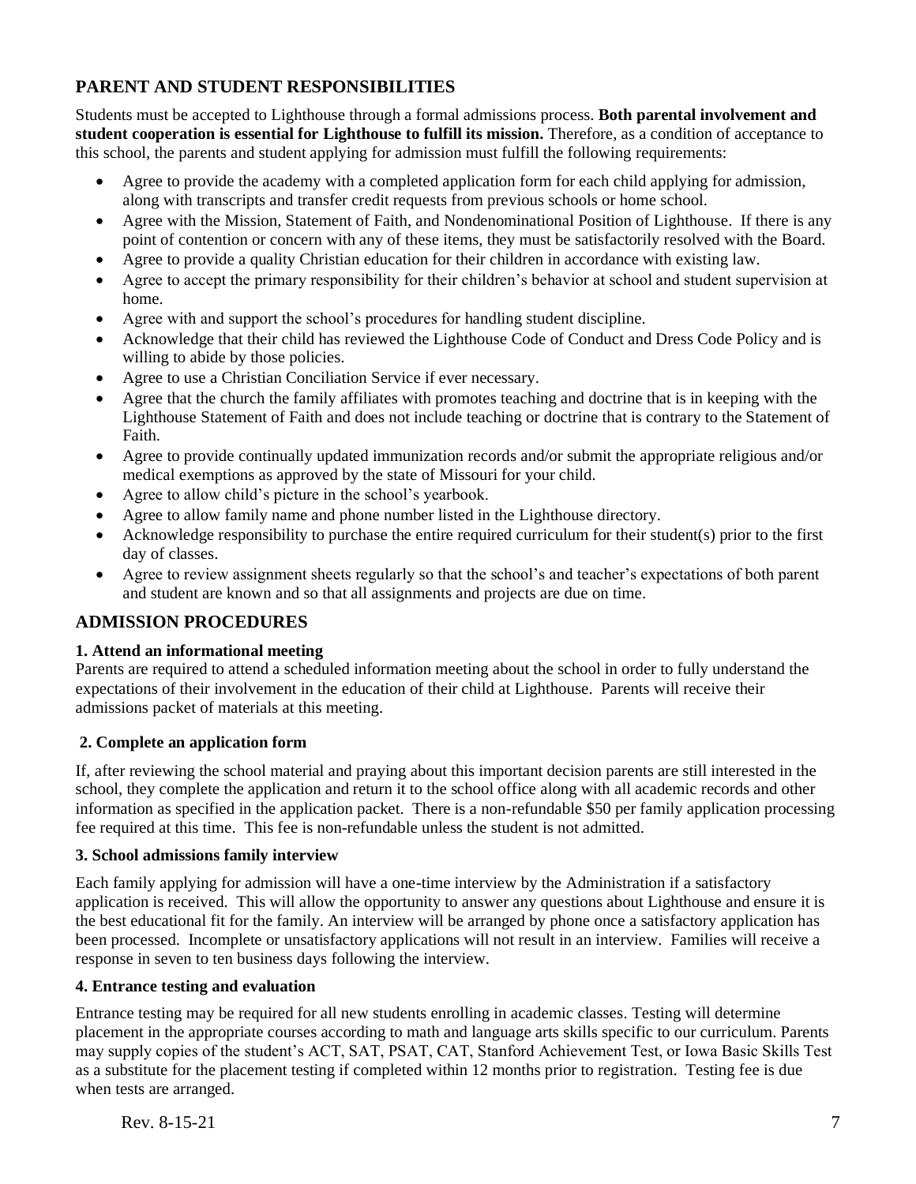## PARENT AND STUDENT RESPONSIBILITIES

Students must be accepted to Lighthouse through a formal admissions process. **Both parental involvement and student cooperation is essential for Lighthouse to fulfill its mission.** Therefore, as a condition of acceptance to this school, the parents and student applying for admission must fulfill the following requirements:

- Agree to provide the academy with a completed application form for each child applying for admission, along with transcripts and transfer credit requests from previous schools or home school.
- Agree with the Mission, Statement of Faith, and Nondenominational Position of Lighthouse. If there is any point of contention or concern with any of these items, they must be satisfactorily resolved with the Board.
- Agree to provide a quality Christian education for their children in accordance with existing law.
- Agree to accept the primary responsibility for their children's behavior at school and student supervision at home.
- Agree with and support the school's procedures for handling student discipline.
- Acknowledge that their child has reviewed the Lighthouse Code of Conduct and Dress Code Policy and is willing to abide by those policies.
- Agree to use a Christian Conciliation Service if ever necessary.
- Agree that the church the family affiliates with promotes teaching and doctrine that is in keeping with the Lighthouse Statement of Faith and does not include teaching or doctrine that is contrary to the Statement of Faith.
- Agree to provide continually updated immunization records and/or submit the appropriate religious and/or medical exemptions as approved by the state of Missouri for your child.
- Agree to allow child's picture in the school's yearbook.
- Agree to allow family name and phone number listed in the Lighthouse directory.
- Acknowledge responsibility to purchase the entire required curriculum for their student(s) prior to the first day of classes.
- Agree to review assignment sheets regularly so that the school's and teacher's expectations of both parent and student are known and so that all assignments and projects are due on time.

## ADMISSION PROCEDURES

#### 1. Attend an informational meeting

Parents are required to attend a scheduled information meeting about the school in order to fully understand the expectations of their involvement in the education of their child at Lighthouse. Parents will receive their admissions packet of materials at this meeting.

#### 2. Complete an application form

If, after reviewing the school material and praying about this important decision parents are still interested in the school, they complete the application and return it to the school office along with all academic records and other information as specified in the application packet. There is a non-refundable $50 per family application processing fee required at this time. This fee is non-refundable unless the student is not admitted.

#### 3. School admissions family interview

Each family applying for admission will have a one-time interview by the Administration if a satisfactory application is received. This will allow the opportunity to answer any questions about Lighthouse and ensure it is the best educational fit for the family. An interview will be arranged by phone once a satisfactory application has been processed. Incomplete or unsatisfactory applications will not result in an interview. Families will receive a response in seven to ten business days following the interview.

#### 4. Entrance testing and evaluation

Entrance testing may be required for all new students enrolling in academic classes. Testing will determine placement in the appropriate courses according to math and language arts skills specific to our curriculum. Parents may supply copies of the student's ACT, SAT, PSAT, CAT, Stanford Achievement Test, or Iowa Basic Skills Test as a substitute for the placement testing if completed within 12 months prior to registration. Testing fee is due when tests are arranged.

Rev. 8-15-21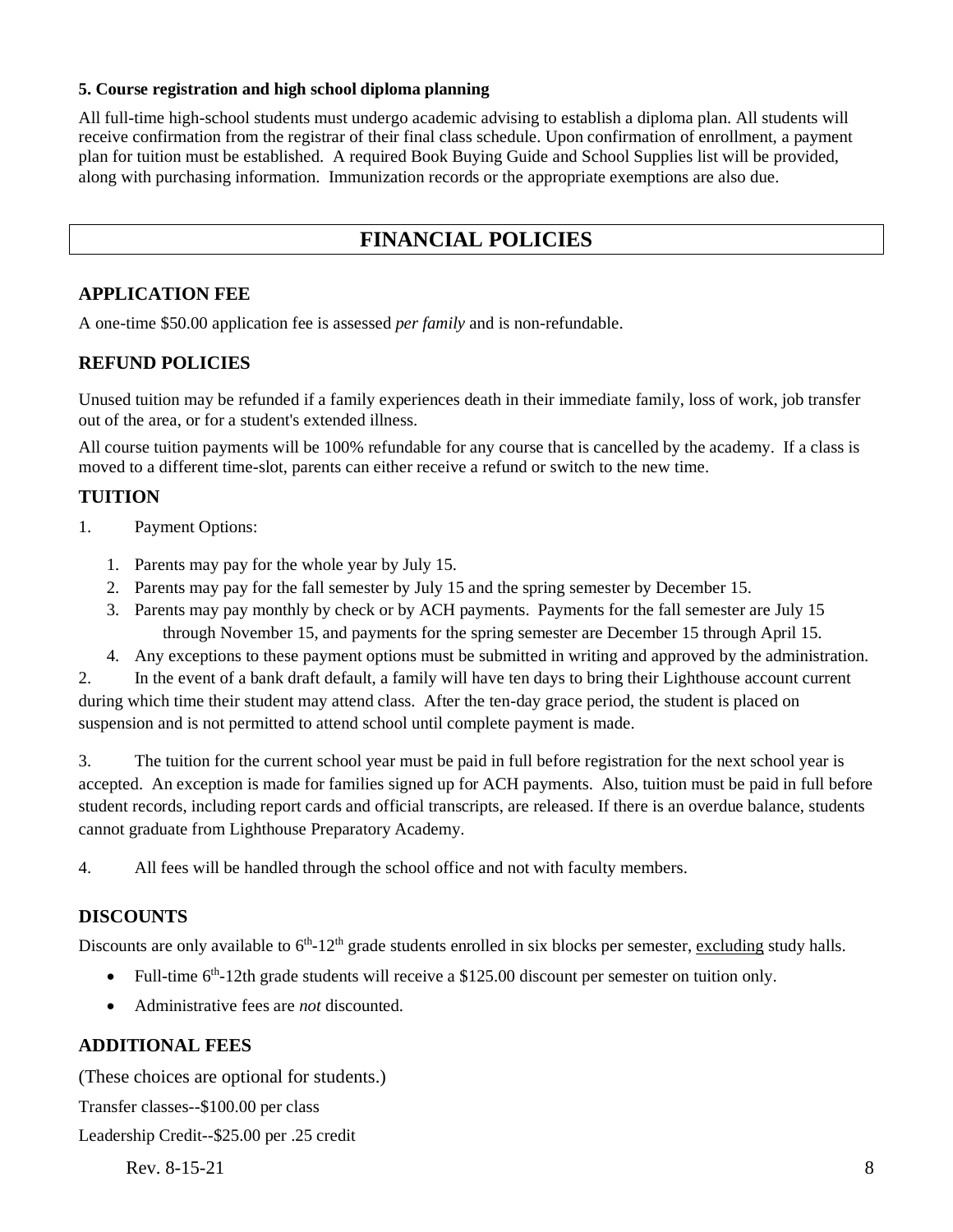**5. Course registration and high school diploma planning**

All full-time high-school students must undergo academic advising to establish a diploma plan. All students will receive confirmation from the registrar of their final class schedule. Upon confirmation of enrollment, a payment plan for tuition must be established. A required Book Buying Guide and School Supplies list will be provided, along with purchasing information. Immunization records or the appropriate exemptions are also due.

# FINANCIAL POLICIES

## APPLICATION FEE

A one-time $50.00 application fee is assessed *per family* and is non-refundable.

## REFUND POLICIES

Unused tuition may be refunded if a family experiences death in their immediate family, loss of work, job transfer out of the area, or for a student's extended illness.

All course tuition payments will be 100% refundable for any course that is cancelled by the academy. If a class is moved to a different time-slot, parents can either receive a refund or switch to the new time.

## TUITION

1. Payment Options:
    1. Parents may pay for the whole year by July 15.
    2. Parents may pay for the fall semester by July 15 and the spring semester by December 15.
    3. Parents may pay monthly by check or by ACH payments. Payments for the fall semester are July 15 through November 15, and payments for the spring semester are December 15 through April 15.
    4. Any exceptions to these payment options must be submitted in writing and approved by the administration.
2. In the event of a bank draft default, a family will have ten days to bring their Lighthouse account current during which time their student may attend class. After the ten-day grace period, the student is placed on suspension and is not permitted to attend school until complete payment is made.
3. The tuition for the current school year must be paid in full before registration for the next school year is accepted. An exception is made for families signed up for ACH payments. Also, tuition must be paid in full before student records, including report cards and official transcripts, are released. If there is an overdue balance, students cannot graduate from Lighthouse Preparatory Academy.
4. All fees will be handled through the school office and not with faculty members.

## DISCOUNTS

Discounts are only available to 6th-12th grade students enrolled in six blocks per semester, excluding study halls.

- Full-time 6th-12th grade students will receive a $125.00 discount per semester on tuition only.
- Administrative fees are *not* discounted.

## ADDITIONAL FEES

(These choices are optional for students.)

Transfer classes--$100.00 per class

Leadership Credit--$25.00 per .25 credit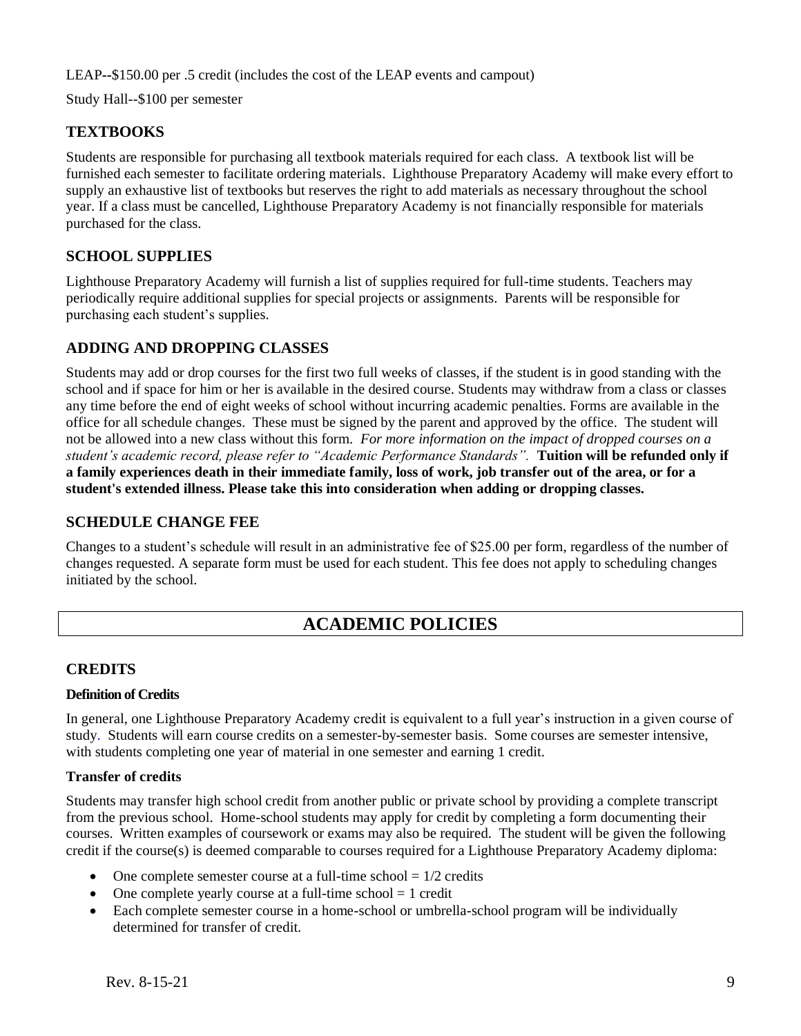LEAP--$150.00 per .5 credit (includes the cost of the LEAP events and campout)

Study Hall--$100 per semester

### TEXTBOOKS

Students are responsible for purchasing all textbook materials required for each class. A textbook list will be furnished each semester to facilitate ordering materials. Lighthouse Preparatory Academy will make every effort to supply an exhaustive list of textbooks but reserves the right to add materials as necessary throughout the school year. If a class must be cancelled, Lighthouse Preparatory Academy is not financially responsible for materials purchased for the class.

### SCHOOL SUPPLIES

Lighthouse Preparatory Academy will furnish a list of supplies required for full-time students. Teachers may periodically require additional supplies for special projects or assignments. Parents will be responsible for purchasing each student's supplies.

### ADDING AND DROPPING CLASSES

Students may add or drop courses for the first two full weeks of classes, if the student is in good standing with the school and if space for him or her is available in the desired course. Students may withdraw from a class or classes any time before the end of eight weeks of school without incurring academic penalties. Forms are available in the office for all schedule changes. These must be signed by the parent and approved by the office. The student will not be allowed into a new class without this form. *For more information on the impact of dropped courses on a student's academic record, please refer to "Academic Performance Standards".* **Tuition will be refunded only if a family experiences death in their immediate family, loss of work, job transfer out of the area, or for a student's extended illness. Please take this into consideration when adding or dropping classes.**

### SCHEDULE CHANGE FEE

Changes to a student's schedule will result in an administrative fee of $25.00 per form, regardless of the number of changes requested. A separate form must be used for each student. This fee does not apply to scheduling changes initiated by the school.

## ACADEMIC POLICIES

### CREDITS

#### Definition of Credits

In general, one Lighthouse Preparatory Academy credit is equivalent to a full year's instruction in a given course of study. Students will earn course credits on a semester-by-semester basis. Some courses are semester intensive, with students completing one year of material in one semester and earning 1 credit.

#### Transfer of credits

Students may transfer high school credit from another public or private school by providing a complete transcript from the previous school. Home-school students may apply for credit by completing a form documenting their courses. Written examples of coursework or exams may also be required. The student will be given the following credit if the course(s) is deemed comparable to courses required for a Lighthouse Preparatory Academy diploma:

- One complete semester course at a full-time school = 1/2 credits
- One complete yearly course at a full-time school = 1 credit
- Each complete semester course in a home-school or umbrella-school program will be individually determined for transfer of credit.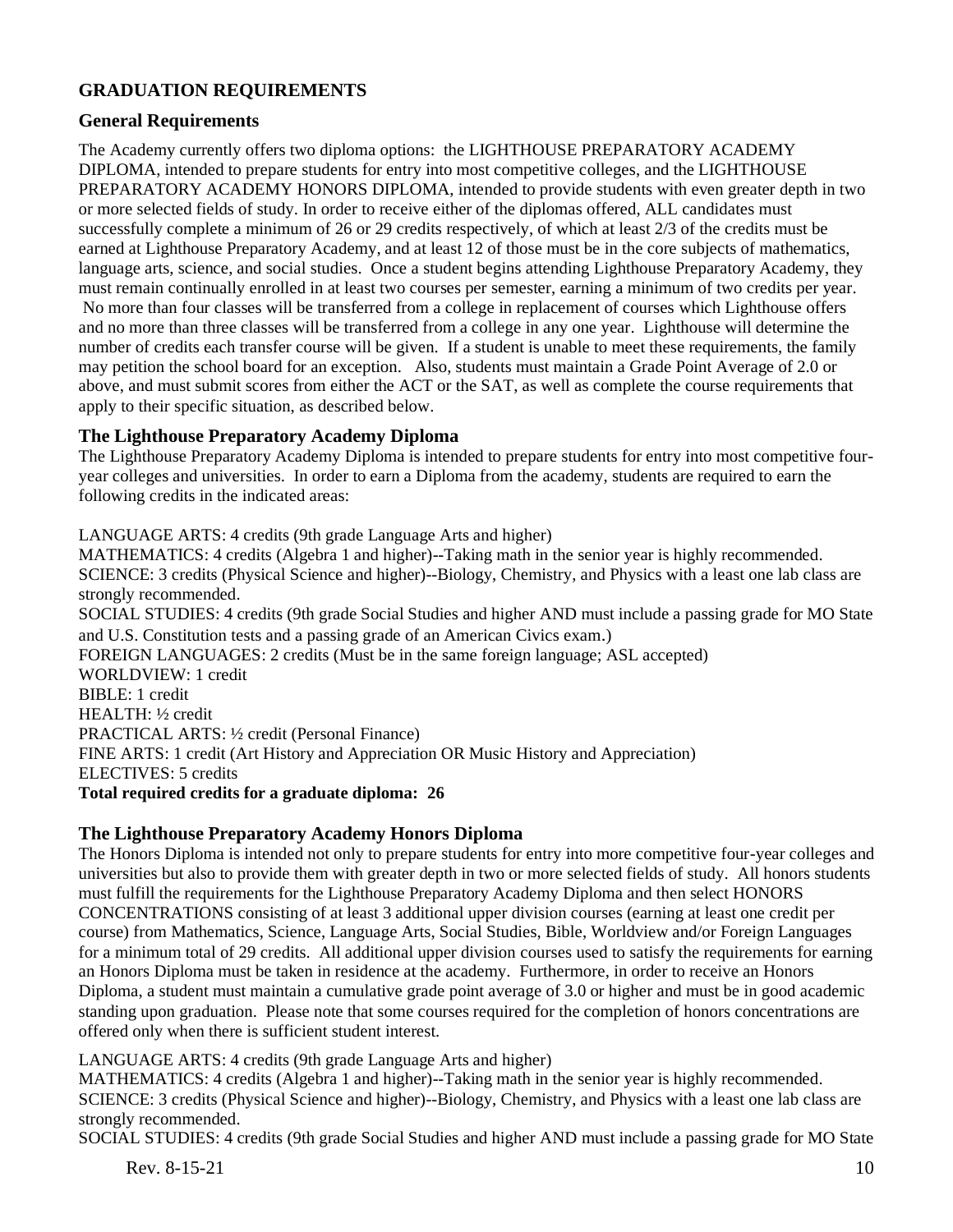## GRADUATION REQUIREMENTS

### General Requirements

The Academy currently offers two diploma options: the LIGHTHOUSE PREPARATORY ACADEMY DIPLOMA, intended to prepare students for entry into most competitive colleges, and the LIGHTHOUSE PREPARATORY ACADEMY HONORS DIPLOMA, intended to provide students with even greater depth in two or more selected fields of study. In order to receive either of the diplomas offered, ALL candidates must successfully complete a minimum of 26 or 29 credits respectively, of which at least 2/3 of the credits must be earned at Lighthouse Preparatory Academy, and at least 12 of those must be in the core subjects of mathematics, language arts, science, and social studies. Once a student begins attending Lighthouse Preparatory Academy, they must remain continually enrolled in at least two courses per semester, earning a minimum of two credits per year. No more than four classes will be transferred from a college in replacement of courses which Lighthouse offers and no more than three classes will be transferred from a college in any one year. Lighthouse will determine the number of credits each transfer course will be given. If a student is unable to meet these requirements, the family may petition the school board for an exception. Also, students must maintain a Grade Point Average of 2.0 or above, and must submit scores from either the ACT or the SAT, as well as complete the course requirements that apply to their specific situation, as described below.

### The Lighthouse Preparatory Academy Diploma

The Lighthouse Preparatory Academy Diploma is intended to prepare students for entry into most competitive four-year colleges and universities. In order to earn a Diploma from the academy, students are required to earn the following credits in the indicated areas:

LANGUAGE ARTS: 4 credits (9th grade Language Arts and higher)
MATHEMATICS: 4 credits (Algebra 1 and higher)--Taking math in the senior year is highly recommended.
SCIENCE: 3 credits (Physical Science and higher)--Biology, Chemistry, and Physics with a least one lab class are strongly recommended.
SOCIAL STUDIES: 4 credits (9th grade Social Studies and higher AND must include a passing grade for MO State and U.S. Constitution tests and a passing grade of an American Civics exam.)
FOREIGN LANGUAGES: 2 credits (Must be in the same foreign language; ASL accepted)
WORLDVIEW: 1 credit
BIBLE: 1 credit
HEALTH: ½ credit
PRACTICAL ARTS: ½ credit (Personal Finance)
FINE ARTS: 1 credit (Art History and Appreciation OR Music History and Appreciation)
ELECTIVES: 5 credits
**Total required credits for a graduate diploma: 26**

### The Lighthouse Preparatory Academy Honors Diploma

The Honors Diploma is intended not only to prepare students for entry into more competitive four-year colleges and universities but also to provide them with greater depth in two or more selected fields of study. All honors students must fulfill the requirements for the Lighthouse Preparatory Academy Diploma and then select HONORS CONCENTRATIONS consisting of at least 3 additional upper division courses (earning at least one credit per course) from Mathematics, Science, Language Arts, Social Studies, Bible, Worldview and/or Foreign Languages for a minimum total of 29 credits. All additional upper division courses used to satisfy the requirements for earning an Honors Diploma must be taken in residence at the academy. Furthermore, in order to receive an Honors Diploma, a student must maintain a cumulative grade point average of 3.0 or higher and must be in good academic standing upon graduation. Please note that some courses required for the completion of honors concentrations are offered only when there is sufficient student interest.

LANGUAGE ARTS: 4 credits (9th grade Language Arts and higher)
MATHEMATICS: 4 credits (Algebra 1 and higher)--Taking math in the senior year is highly recommended.
SCIENCE: 3 credits (Physical Science and higher)--Biology, Chemistry, and Physics with a least one lab class are strongly recommended.
SOCIAL STUDIES: 4 credits (9th grade Social Studies and higher AND must include a passing grade for MO State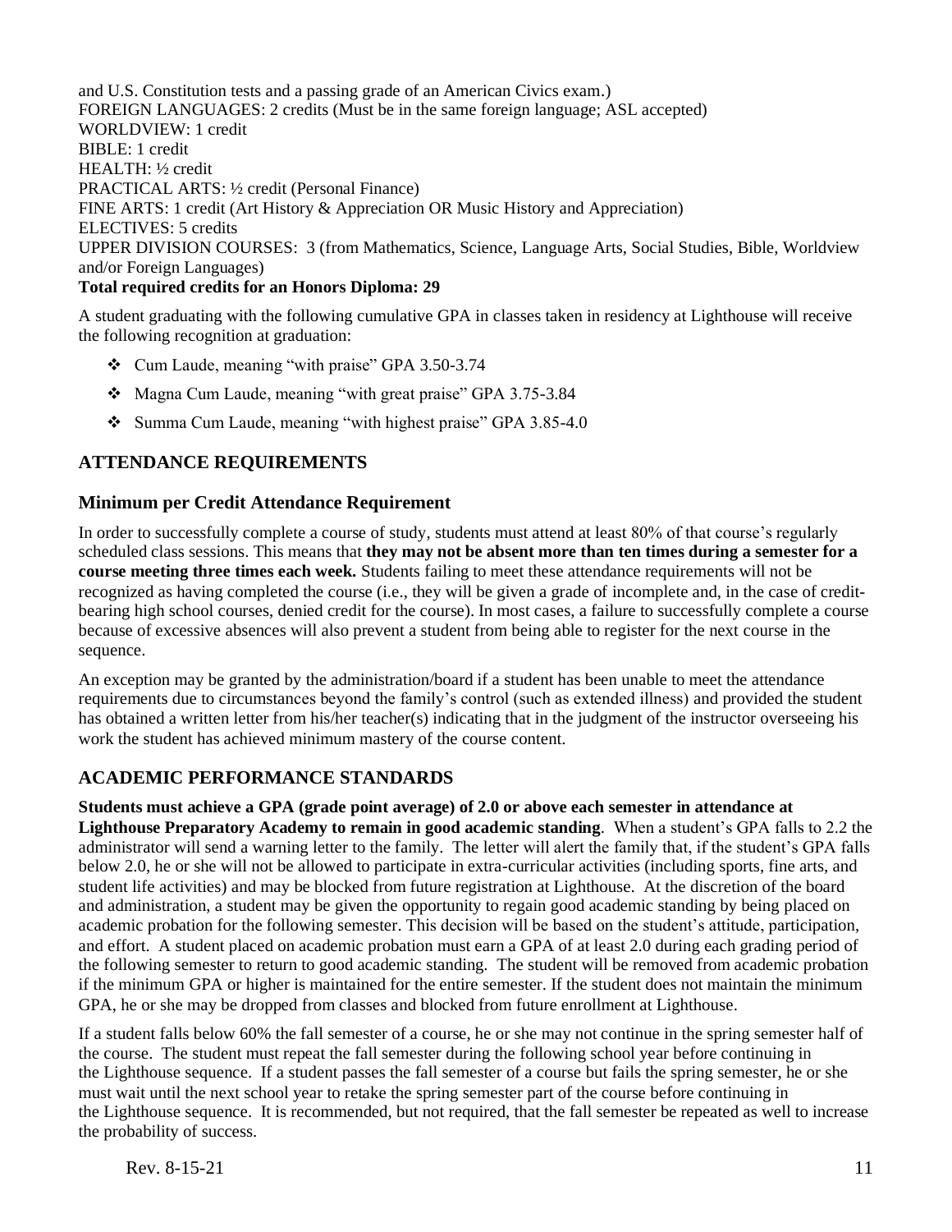and U.S. Constitution tests and a passing grade of an American Civics exam.)
FOREIGN LANGUAGES: 2 credits (Must be in the same foreign language; ASL accepted)
WORLDVIEW: 1 credit
BIBLE: 1 credit
HEALTH: ½ credit
PRACTICAL ARTS: ½ credit (Personal Finance)
FINE ARTS: 1 credit (Art History & Appreciation OR Music History and Appreciation)
ELECTIVES: 5 credits
UPPER DIVISION COURSES: 3 (from Mathematics, Science, Language Arts, Social Studies, Bible, Worldview and/or Foreign Languages)
**Total required credits for an Honors Diploma: 29**

A student graduating with the following cumulative GPA in classes taken in residency at Lighthouse will receive the following recognition at graduation:

- Cum Laude, meaning "with praise" GPA 3.50-3.74
- Magna Cum Laude, meaning "with great praise" GPA 3.75-3.84
- Summa Cum Laude, meaning "with highest praise" GPA 3.85-4.0

## ATTENDANCE REQUIREMENTS

### Minimum per Credit Attendance Requirement

In order to successfully complete a course of study, students must attend at least 80% of that course's regularly scheduled class sessions. This means that **they may not be absent more than ten times during a semester for a course meeting three times each week.** Students failing to meet these attendance requirements will not be recognized as having completed the course (i.e., they will be given a grade of incomplete and, in the case of credit-bearing high school courses, denied credit for the course). In most cases, a failure to successfully complete a course because of excessive absences will also prevent a student from being able to register for the next course in the sequence.

An exception may be granted by the administration/board if a student has been unable to meet the attendance requirements due to circumstances beyond the family's control (such as extended illness) and provided the student has obtained a written letter from his/her teacher(s) indicating that in the judgment of the instructor overseeing his work the student has achieved minimum mastery of the course content.

## ACADEMIC PERFORMANCE STANDARDS

**Students must achieve a GPA (grade point average) of 2.0 or above each semester in attendance at Lighthouse Preparatory Academy to remain in good academic standing**. When a student's GPA falls to 2.2 the administrator will send a warning letter to the family. The letter will alert the family that, if the student's GPA falls below 2.0, he or she will not be allowed to participate in extra-curricular activities (including sports, fine arts, and student life activities) and may be blocked from future registration at Lighthouse. At the discretion of the board and administration, a student may be given the opportunity to regain good academic standing by being placed on academic probation for the following semester. This decision will be based on the student's attitude, participation, and effort. A student placed on academic probation must earn a GPA of at least 2.0 during each grading period of the following semester to return to good academic standing. The student will be removed from academic probation if the minimum GPA or higher is maintained for the entire semester. If the student does not maintain the minimum GPA, he or she may be dropped from classes and blocked from future enrollment at Lighthouse.

If a student falls below 60% the fall semester of a course, he or she may not continue in the spring semester half of the course. The student must repeat the fall semester during the following school year before continuing in the Lighthouse sequence. If a student passes the fall semester of a course but fails the spring semester, he or she must wait until the next school year to retake the spring semester part of the course before continuing in the Lighthouse sequence. It is recommended, but not required, that the fall semester be repeated as well to increase the probability of success.

Rev. 8-15-21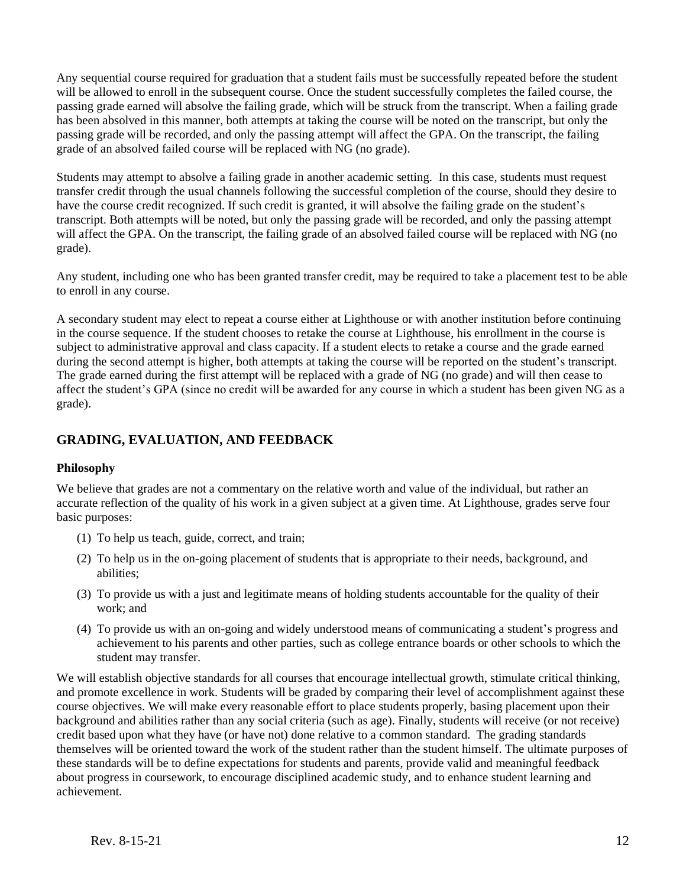Any sequential course required for graduation that a student fails must be successfully repeated before the student will be allowed to enroll in the subsequent course. Once the student successfully completes the failed course, the passing grade earned will absolve the failing grade, which will be struck from the transcript. When a failing grade has been absolved in this manner, both attempts at taking the course will be noted on the transcript, but only the passing grade will be recorded, and only the passing attempt will affect the GPA. On the transcript, the failing grade of an absolved failed course will be replaced with NG (no grade).

Students may attempt to absolve a failing grade in another academic setting. In this case, students must request transfer credit through the usual channels following the successful completion of the course, should they desire to have the course credit recognized. If such credit is granted, it will absolve the failing grade on the student's transcript. Both attempts will be noted, but only the passing grade will be recorded, and only the passing attempt will affect the GPA. On the transcript, the failing grade of an absolved failed course will be replaced with NG (no grade).

Any student, including one who has been granted transfer credit, may be required to take a placement test to be able to enroll in any course.

A secondary student may elect to repeat a course either at Lighthouse or with another institution before continuing in the course sequence. If the student chooses to retake the course at Lighthouse, his enrollment in the course is subject to administrative approval and class capacity. If a student elects to retake a course and the grade earned during the second attempt is higher, both attempts at taking the course will be reported on the student's transcript. The grade earned during the first attempt will be replaced with a grade of NG (no grade) and will then cease to affect the student's GPA (since no credit will be awarded for any course in which a student has been given NG as a grade).

## GRADING, EVALUATION, AND FEEDBACK

### Philosophy

We believe that grades are not a commentary on the relative worth and value of the individual, but rather an accurate reflection of the quality of his work in a given subject at a given time. At Lighthouse, grades serve four basic purposes:

(1) To help us teach, guide, correct, and train;

(2) To help us in the on-going placement of students that is appropriate to their needs, background, and abilities;

(3) To provide us with a just and legitimate means of holding students accountable for the quality of their work; and

(4) To provide us with an on-going and widely understood means of communicating a student's progress and achievement to his parents and other parties, such as college entrance boards or other schools to which the student may transfer.

We will establish objective standards for all courses that encourage intellectual growth, stimulate critical thinking, and promote excellence in work. Students will be graded by comparing their level of accomplishment against these course objectives. We will make every reasonable effort to place students properly, basing placement upon their background and abilities rather than any social criteria (such as age). Finally, students will receive (or not receive) credit based upon what they have (or have not) done relative to a common standard. The grading standards themselves will be oriented toward the work of the student rather than the student himself. The ultimate purposes of these standards will be to define expectations for students and parents, provide valid and meaningful feedback about progress in coursework, to encourage disciplined academic study, and to enhance student learning and achievement.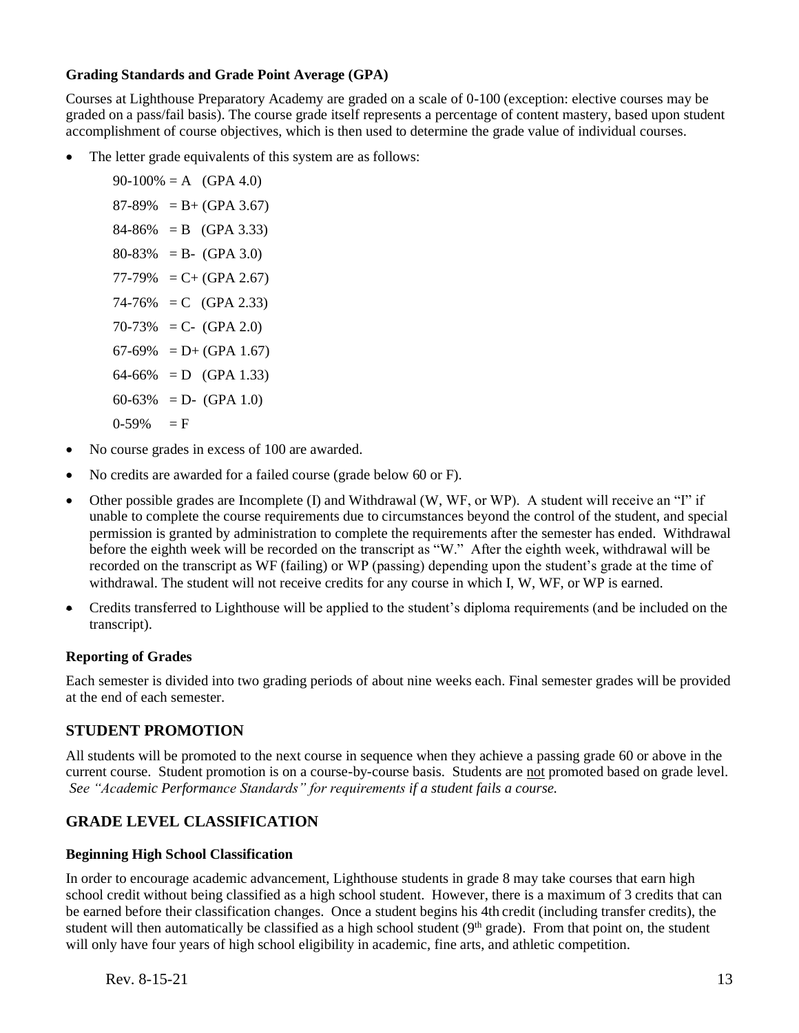### Grading Standards and Grade Point Average (GPA)

Courses at Lighthouse Preparatory Academy are graded on a scale of 0-100 (exception: elective courses may be graded on a pass/fail basis). The course grade itself represents a percentage of content mastery, based upon student accomplishment of course objectives, which is then used to determine the grade value of individual courses.

- The letter grade equivalents of this system are as follows:

  90-100% = A (GPA 4.0)
  87-89% = B+ (GPA 3.67)
  84-86% = B (GPA 3.33)
  80-83% = B- (GPA 3.0)
  77-79% = C+ (GPA 2.67)
  74-76% = C (GPA 2.33)
  70-73% = C- (GPA 2.0)
  67-69% = D+ (GPA 1.67)
  64-66% = D (GPA 1.33)
  60-63% = D- (GPA 1.0)
  0-59% = F

- No course grades in excess of 100 are awarded.
- No credits are awarded for a failed course (grade below 60 or F).
- Other possible grades are Incomplete (I) and Withdrawal (W, WF, or WP). A student will receive an "I" if unable to complete the course requirements due to circumstances beyond the control of the student, and special permission is granted by administration to complete the requirements after the semester has ended. Withdrawal before the eighth week will be recorded on the transcript as "W." After the eighth week, withdrawal will be recorded on the transcript as WF (failing) or WP (passing) depending upon the student's grade at the time of withdrawal. The student will not receive credits for any course in which I, W, WF, or WP is earned.
- Credits transferred to Lighthouse will be applied to the student's diploma requirements (and be included on the transcript).

### Reporting of Grades

Each semester is divided into two grading periods of about nine weeks each. Final semester grades will be provided at the end of each semester.

## STUDENT PROMOTION

All students will be promoted to the next course in sequence when they achieve a passing grade 60 or above in the current course. Student promotion is on a course-by-course basis. Students are <u>not</u> promoted based on grade level. *See "Academic Performance Standards" for requirements if a student fails a course.*

## GRADE LEVEL CLASSIFICATION

### Beginning High School Classification

In order to encourage academic advancement, Lighthouse students in grade 8 may take courses that earn high school credit without being classified as a high school student. However, there is a maximum of 3 credits that can be earned before their classification changes. Once a student begins his 4th credit (including transfer credits), the student will then automatically be classified as a high school student (9th grade). From that point on, the student will only have four years of high school eligibility in academic, fine arts, and athletic competition.

Rev. 8-15-21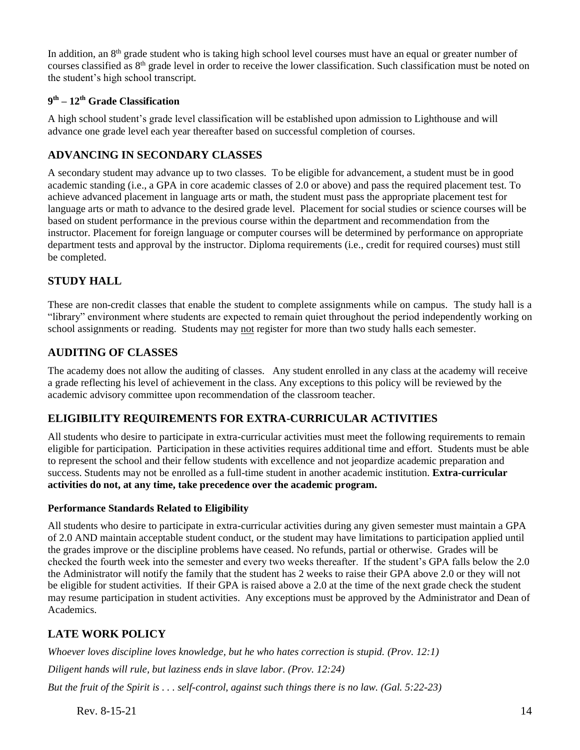In addition, an 8th grade student who is taking high school level courses must have an equal or greater number of courses classified as 8th grade level in order to receive the lower classification. Such classification must be noted on the student's high school transcript.

### 9th – 12th Grade Classification

A high school student's grade level classification will be established upon admission to Lighthouse and will advance one grade level each year thereafter based on successful completion of courses.

## ADVANCING IN SECONDARY CLASSES

A secondary student may advance up to two classes. To be eligible for advancement, a student must be in good academic standing (i.e., a GPA in core academic classes of 2.0 or above) and pass the required placement test. To achieve advanced placement in language arts or math, the student must pass the appropriate placement test for language arts or math to advance to the desired grade level. Placement for social studies or science courses will be based on student performance in the previous course within the department and recommendation from the instructor. Placement for foreign language or computer courses will be determined by performance on appropriate department tests and approval by the instructor. Diploma requirements (i.e., credit for required courses) must still be completed.

## STUDY HALL

These are non-credit classes that enable the student to complete assignments while on campus. The study hall is a "library" environment where students are expected to remain quiet throughout the period independently working on school assignments or reading. Students may <u>not</u> register for more than two study halls each semester.

## AUDITING OF CLASSES

The academy does not allow the auditing of classes. Any student enrolled in any class at the academy will receive a grade reflecting his level of achievement in the class. Any exceptions to this policy will be reviewed by the academic advisory committee upon recommendation of the classroom teacher.

## ELIGIBILITY REQUIREMENTS FOR EXTRA-CURRICULAR ACTIVITIES

All students who desire to participate in extra-curricular activities must meet the following requirements to remain eligible for participation. Participation in these activities requires additional time and effort. Students must be able to represent the school and their fellow students with excellence and not jeopardize academic preparation and success. Students may not be enrolled as a full-time student in another academic institution. **Extra-curricular activities do not, at any time, take precedence over the academic program.**

### Performance Standards Related to Eligibility

All students who desire to participate in extra-curricular activities during any given semester must maintain a GPA of 2.0 AND maintain acceptable student conduct, or the student may have limitations to participation applied until the grades improve or the discipline problems have ceased. No refunds, partial or otherwise. Grades will be checked the fourth week into the semester and every two weeks thereafter. If the student's GPA falls below the 2.0 the Administrator will notify the family that the student has 2 weeks to raise their GPA above 2.0 or they will not be eligible for student activities. If their GPA is raised above a 2.0 at the time of the next grade check the student may resume participation in student activities. Any exceptions must be approved by the Administrator and Dean of Academics.

## LATE WORK POLICY

*Whoever loves discipline loves knowledge, but he who hates correction is stupid. (Prov. 12:1)*

*Diligent hands will rule, but laziness ends in slave labor. (Prov. 12:24)*

*But the fruit of the Spirit is . . . self-control, against such things there is no law. (Gal. 5:22-23)*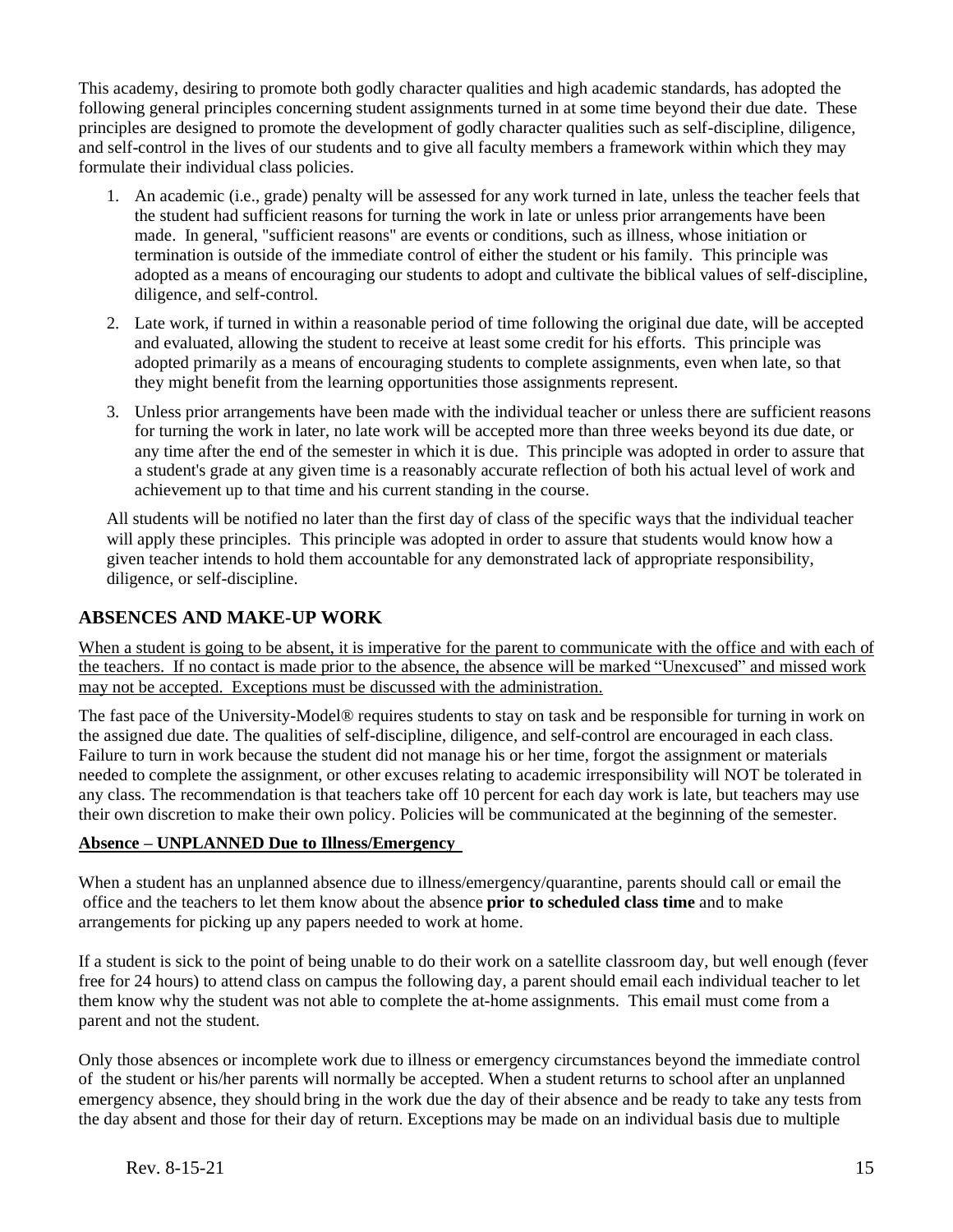This academy, desiring to promote both godly character qualities and high academic standards, has adopted the following general principles concerning student assignments turned in at some time beyond their due date. These principles are designed to promote the development of godly character qualities such as self-discipline, diligence, and self-control in the lives of our students and to give all faculty members a framework within which they may formulate their individual class policies.

1. An academic (i.e., grade) penalty will be assessed for any work turned in late, unless the teacher feels that the student had sufficient reasons for turning the work in late or unless prior arrangements have been made. In general, "sufficient reasons" are events or conditions, such as illness, whose initiation or termination is outside of the immediate control of either the student or his family. This principle was adopted as a means of encouraging our students to adopt and cultivate the biblical values of self-discipline, diligence, and self-control.
2. Late work, if turned in within a reasonable period of time following the original due date, will be accepted and evaluated, allowing the student to receive at least some credit for his efforts. This principle was adopted primarily as a means of encouraging students to complete assignments, even when late, so that they might benefit from the learning opportunities those assignments represent.
3. Unless prior arrangements have been made with the individual teacher or unless there are sufficient reasons for turning the work in later, no late work will be accepted more than three weeks beyond its due date, or any time after the end of the semester in which it is due. This principle was adopted in order to assure that a student's grade at any given time is a reasonably accurate reflection of both his actual level of work and achievement up to that time and his current standing in the course.

All students will be notified no later than the first day of class of the specific ways that the individual teacher will apply these principles. This principle was adopted in order to assure that students would know how a given teacher intends to hold them accountable for any demonstrated lack of appropriate responsibility, diligence, or self-discipline.

## ABSENCES AND MAKE-UP WORK

<u>When a student is going to be absent, it is imperative for the parent to communicate with the office and with each of the teachers. If no contact is made prior to the absence, the absence will be marked "Unexcused" and missed work may not be accepted. Exceptions must be discussed with the administration.</u>

The fast pace of the University-Model® requires students to stay on task and be responsible for turning in work on the assigned due date. The qualities of self-discipline, diligence, and self-control are encouraged in each class. Failure to turn in work because the student did not manage his or her time, forgot the assignment or materials needed to complete the assignment, or other excuses relating to academic irresponsibility will NOT be tolerated in any class. The recommendation is that teachers take off 10 percent for each day work is late, but teachers may use their own discretion to make their own policy. Policies will be communicated at the beginning of the semester.

**<u>Absence – UNPLANNED Due to Illness/Emergency</u>**

When a student has an unplanned absence due to illness/emergency/quarantine, parents should call or email the office and the teachers to let them know about the absence **prior to scheduled class time** and to make arrangements for picking up any papers needed to work at home.

If a student is sick to the point of being unable to do their work on a satellite classroom day, but well enough (fever free for 24 hours) to attend class on campus the following day, a parent should email each individual teacher to let them know why the student was not able to complete the at-home assignments. This email must come from a parent and not the student.

Only those absences or incomplete work due to illness or emergency circumstances beyond the immediate control of the student or his/her parents will normally be accepted. When a student returns to school after an unplanned emergency absence, they should bring in the work due the day of their absence and be ready to take any tests from the day absent and those for their day of return. Exceptions may be made on an individual basis due to multiple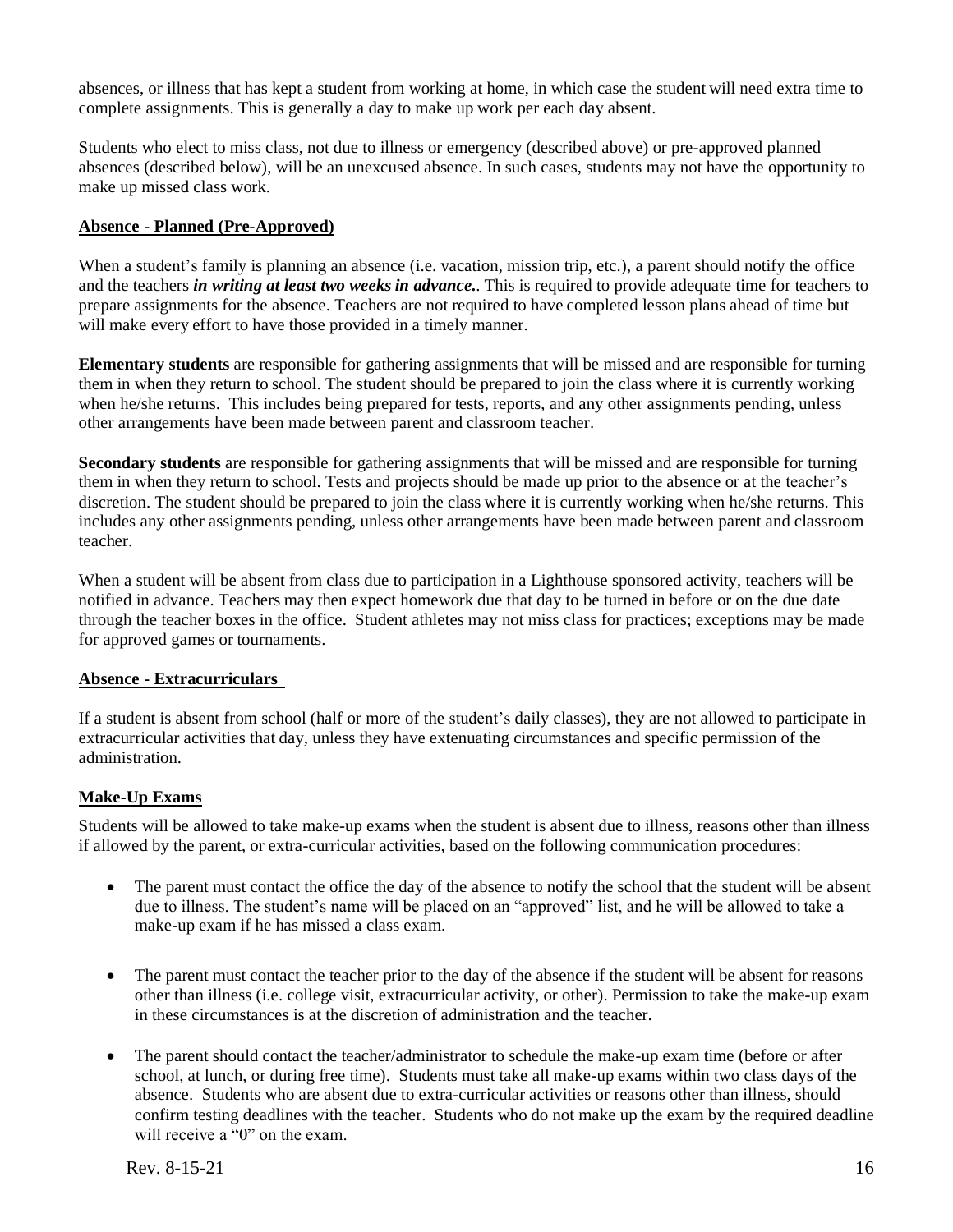absences, or illness that has kept a student from working at home, in which case the student will need extra time to complete assignments. This is generally a day to make up work per each day absent.

Students who elect to miss class, not due to illness or emergency (described above) or pre-approved planned absences (described below), will be an unexcused absence. In such cases, students may not have the opportunity to make up missed class work.

**Absence - Planned (Pre-Approved)**

When a student's family is planning an absence (i.e. vacation, mission trip, etc.), a parent should notify the office and the teachers ***in writing at least two weeks in advance.***. This is required to provide adequate time for teachers to prepare assignments for the absence. Teachers are not required to have completed lesson plans ahead of time but will make every effort to have those provided in a timely manner.

**Elementary students** are responsible for gathering assignments that will be missed and are responsible for turning them in when they return to school. The student should be prepared to join the class where it is currently working when he/she returns. This includes being prepared for tests, reports, and any other assignments pending, unless other arrangements have been made between parent and classroom teacher.

**Secondary students** are responsible for gathering assignments that will be missed and are responsible for turning them in when they return to school. Tests and projects should be made up prior to the absence or at the teacher's discretion. The student should be prepared to join the class where it is currently working when he/she returns. This includes any other assignments pending, unless other arrangements have been made between parent and classroom teacher.

When a student will be absent from class due to participation in a Lighthouse sponsored activity, teachers will be notified in advance. Teachers may then expect homework due that day to be turned in before or on the due date through the teacher boxes in the office. Student athletes may not miss class for practices; exceptions may be made for approved games or tournaments.

**Absence - Extracurriculars**

If a student is absent from school (half or more of the student's daily classes), they are not allowed to participate in extracurricular activities that day, unless they have extenuating circumstances and specific permission of the administration.

**Make-Up Exams**

Students will be allowed to take make-up exams when the student is absent due to illness, reasons other than illness if allowed by the parent, or extra-curricular activities, based on the following communication procedures:

- The parent must contact the office the day of the absence to notify the school that the student will be absent due to illness. The student's name will be placed on an "approved" list, and he will be allowed to take a make-up exam if he has missed a class exam.

- The parent must contact the teacher prior to the day of the absence if the student will be absent for reasons other than illness (i.e. college visit, extracurricular activity, or other). Permission to take the make-up exam in these circumstances is at the discretion of administration and the teacher.

- The parent should contact the teacher/administrator to schedule the make-up exam time (before or after school, at lunch, or during free time). Students must take all make-up exams within two class days of the absence. Students who are absent due to extra-curricular activities or reasons other than illness, should confirm testing deadlines with the teacher. Students who do not make up the exam by the required deadline will receive a "0" on the exam.

Rev. 8-15-21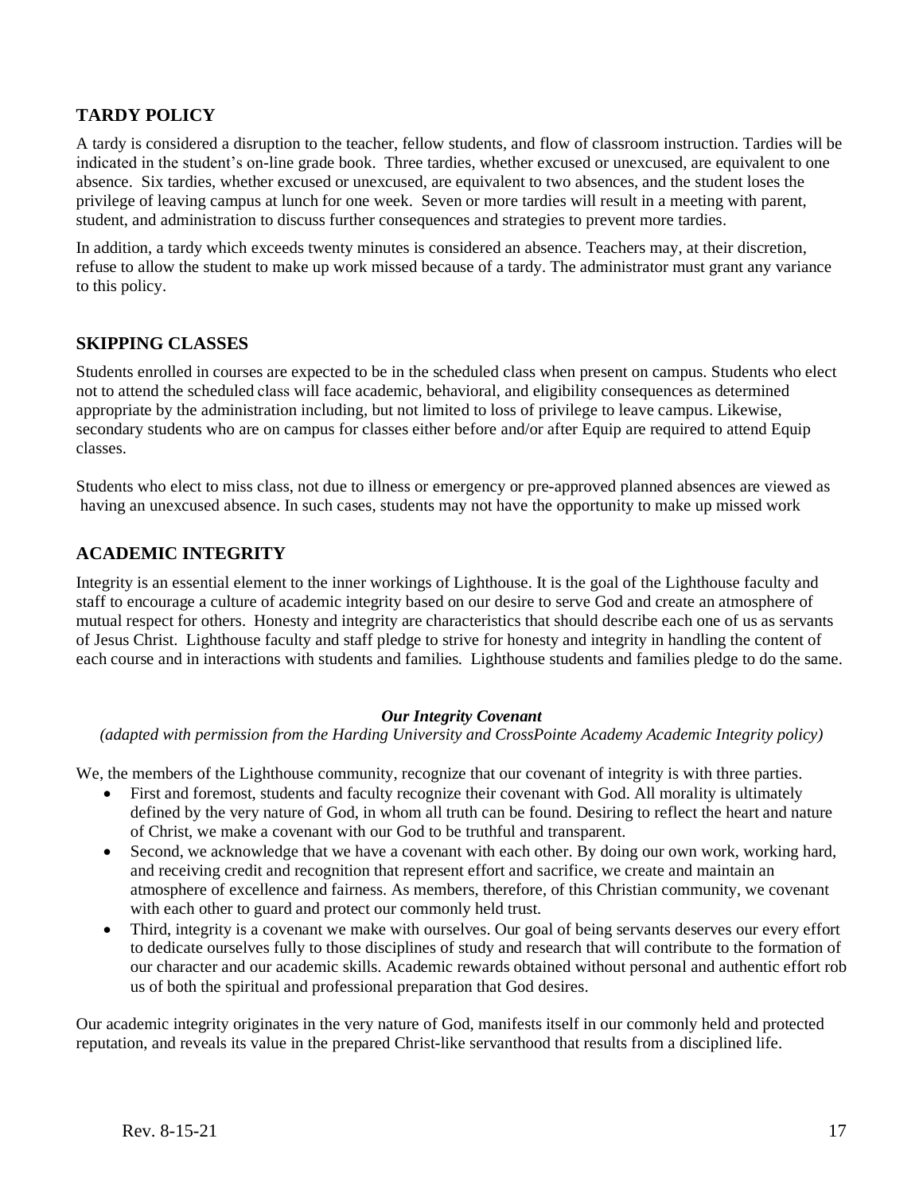## TARDY POLICY

A tardy is considered a disruption to the teacher, fellow students, and flow of classroom instruction. Tardies will be indicated in the student's on-line grade book. Three tardies, whether excused or unexcused, are equivalent to one absence. Six tardies, whether excused or unexcused, are equivalent to two absences, and the student loses the privilege of leaving campus at lunch for one week. Seven or more tardies will result in a meeting with parent, student, and administration to discuss further consequences and strategies to prevent more tardies.

In addition, a tardy which exceeds twenty minutes is considered an absence. Teachers may, at their discretion, refuse to allow the student to make up work missed because of a tardy. The administrator must grant any variance to this policy.

## SKIPPING CLASSES

Students enrolled in courses are expected to be in the scheduled class when present on campus. Students who elect not to attend the scheduled class will face academic, behavioral, and eligibility consequences as determined appropriate by the administration including, but not limited to loss of privilege to leave campus. Likewise, secondary students who are on campus for classes either before and/or after Equip are required to attend Equip classes.

Students who elect to miss class, not due to illness or emergency or pre-approved planned absences are viewed as having an unexcused absence. In such cases, students may not have the opportunity to make up missed work

## ACADEMIC INTEGRITY

Integrity is an essential element to the inner workings of Lighthouse. It is the goal of the Lighthouse faculty and staff to encourage a culture of academic integrity based on our desire to serve God and create an atmosphere of mutual respect for others. Honesty and integrity are characteristics that should describe each one of us as servants of Jesus Christ. Lighthouse faculty and staff pledge to strive for honesty and integrity in handling the content of each course and in interactions with students and families. Lighthouse students and families pledge to do the same.

***Our Integrity Covenant***

*(adapted with permission from the Harding University and CrossPointe Academy Academic Integrity policy)*

We, the members of the Lighthouse community, recognize that our covenant of integrity is with three parties.

- First and foremost, students and faculty recognize their covenant with God. All morality is ultimately defined by the very nature of God, in whom all truth can be found. Desiring to reflect the heart and nature of Christ, we make a covenant with our God to be truthful and transparent.
- Second, we acknowledge that we have a covenant with each other. By doing our own work, working hard, and receiving credit and recognition that represent effort and sacrifice, we create and maintain an atmosphere of excellence and fairness. As members, therefore, of this Christian community, we covenant with each other to guard and protect our commonly held trust.
- Third, integrity is a covenant we make with ourselves. Our goal of being servants deserves our every effort to dedicate ourselves fully to those disciplines of study and research that will contribute to the formation of our character and our academic skills. Academic rewards obtained without personal and authentic effort rob us of both the spiritual and professional preparation that God desires.

Our academic integrity originates in the very nature of God, manifests itself in our commonly held and protected reputation, and reveals its value in the prepared Christ-like servanthood that results from a disciplined life.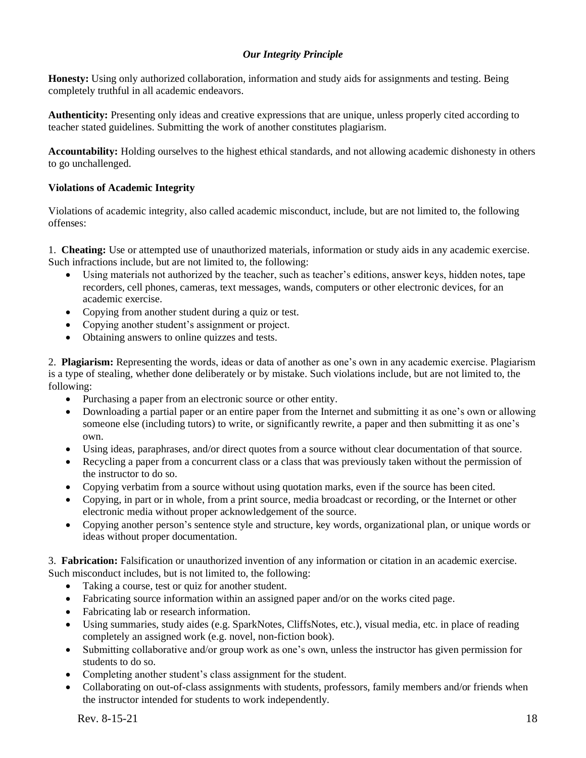### *Our Integrity Principle*

**Honesty:** Using only authorized collaboration, information and study aids for assignments and testing. Being completely truthful in all academic endeavors.

**Authenticity:** Presenting only ideas and creative expressions that are unique, unless properly cited according to teacher stated guidelines. Submitting the work of another constitutes plagiarism.

**Accountability:** Holding ourselves to the highest ethical standards, and not allowing academic dishonesty in others to go unchallenged.

**Violations of Academic Integrity**

Violations of academic integrity, also called academic misconduct, include, but are not limited to, the following offenses:

1. **Cheating:** Use or attempted use of unauthorized materials, information or study aids in any academic exercise. Such infractions include, but are not limited to, the following:
   - Using materials not authorized by the teacher, such as teacher's editions, answer keys, hidden notes, tape recorders, cell phones, cameras, text messages, wands, computers or other electronic devices, for an academic exercise.
   - Copying from another student during a quiz or test.
   - Copying another student's assignment or project.
   - Obtaining answers to online quizzes and tests.

2. **Plagiarism:** Representing the words, ideas or data of another as one's own in any academic exercise. Plagiarism is a type of stealing, whether done deliberately or by mistake. Such violations include, but are not limited to, the following:
   - Purchasing a paper from an electronic source or other entity.
   - Downloading a partial paper or an entire paper from the Internet and submitting it as one's own or allowing someone else (including tutors) to write, or significantly rewrite, a paper and then submitting it as one's own.
   - Using ideas, paraphrases, and/or direct quotes from a source without clear documentation of that source.
   - Recycling a paper from a concurrent class or a class that was previously taken without the permission of the instructor to do so.
   - Copying verbatim from a source without using quotation marks, even if the source has been cited.
   - Copying, in part or in whole, from a print source, media broadcast or recording, or the Internet or other electronic media without proper acknowledgement of the source.
   - Copying another person's sentence style and structure, key words, organizational plan, or unique words or ideas without proper documentation.

3. **Fabrication:** Falsification or unauthorized invention of any information or citation in an academic exercise. Such misconduct includes, but is not limited to, the following:
   - Taking a course, test or quiz for another student.
   - Fabricating source information within an assigned paper and/or on the works cited page.
   - Fabricating lab or research information.
   - Using summaries, study aides (e.g. SparkNotes, CliffsNotes, etc.), visual media, etc. in place of reading completely an assigned work (e.g. novel, non-fiction book).
   - Submitting collaborative and/or group work as one's own, unless the instructor has given permission for students to do so.
   - Completing another student's class assignment for the student.
   - Collaborating on out-of-class assignments with students, professors, family members and/or friends when the instructor intended for students to work independently.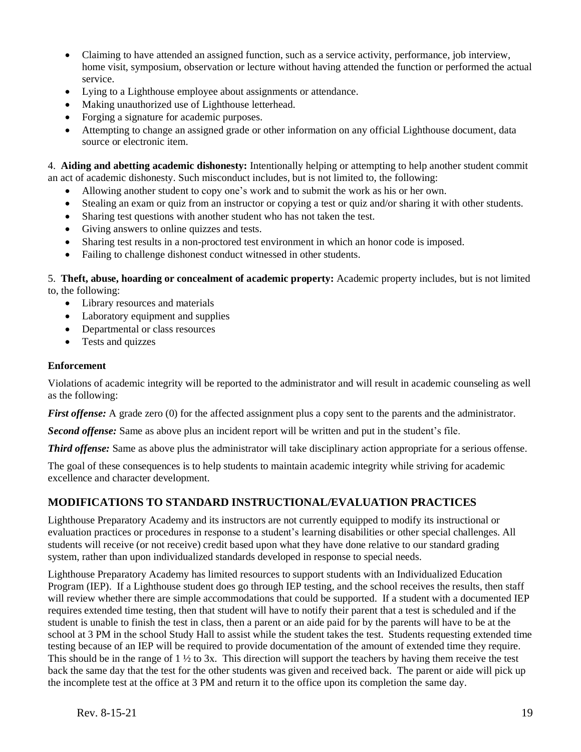- Claiming to have attended an assigned function, such as a service activity, performance, job interview, home visit, symposium, observation or lecture without having attended the function or performed the actual service.
- Lying to a Lighthouse employee about assignments or attendance.
- Making unauthorized use of Lighthouse letterhead.
- Forging a signature for academic purposes.
- Attempting to change an assigned grade or other information on any official Lighthouse document, data source or electronic item.

4. **Aiding and abetting academic dishonesty:** Intentionally helping or attempting to help another student commit an act of academic dishonesty. Such misconduct includes, but is not limited to, the following:
    - Allowing another student to copy one's work and to submit the work as his or her own.
    - Stealing an exam or quiz from an instructor or copying a test or quiz and/or sharing it with other students.
    - Sharing test questions with another student who has not taken the test.
    - Giving answers to online quizzes and tests.
    - Sharing test results in a non-proctored test environment in which an honor code is imposed.
    - Failing to challenge dishonest conduct witnessed in other students.

5. **Theft, abuse, hoarding or concealment of academic property:** Academic property includes, but is not limited to, the following:
    - Library resources and materials
    - Laboratory equipment and supplies
    - Departmental or class resources
    - Tests and quizzes

**Enforcement**

Violations of academic integrity will be reported to the administrator and will result in academic counseling as well as the following:

***First offense:*** A grade zero (0) for the affected assignment plus a copy sent to the parents and the administrator.

***Second offense:*** Same as above plus an incident report will be written and put in the student's file.

***Third offense:*** Same as above plus the administrator will take disciplinary action appropriate for a serious offense.

The goal of these consequences is to help students to maintain academic integrity while striving for academic excellence and character development.

## MODIFICATIONS TO STANDARD INSTRUCTIONAL/EVALUATION PRACTICES

Lighthouse Preparatory Academy and its instructors are not currently equipped to modify its instructional or evaluation practices or procedures in response to a student's learning disabilities or other special challenges. All students will receive (or not receive) credit based upon what they have done relative to our standard grading system, rather than upon individualized standards developed in response to special needs.

Lighthouse Preparatory Academy has limited resources to support students with an Individualized Education Program (IEP). If a Lighthouse student does go through IEP testing, and the school receives the results, then staff will review whether there are simple accommodations that could be supported. If a student with a documented IEP requires extended time testing, then that student will have to notify their parent that a test is scheduled and if the student is unable to finish the test in class, then a parent or an aide paid for by the parents will have to be at the school at 3 PM in the school Study Hall to assist while the student takes the test. Students requesting extended time testing because of an IEP will be required to provide documentation of the amount of extended time they require. This should be in the range of 1 ½ to 3x. This direction will support the teachers by having them receive the test back the same day that the test for the other students was given and received back. The parent or aide will pick up the incomplete test at the office at 3 PM and return it to the office upon its completion the same day.

Rev. 8-15-21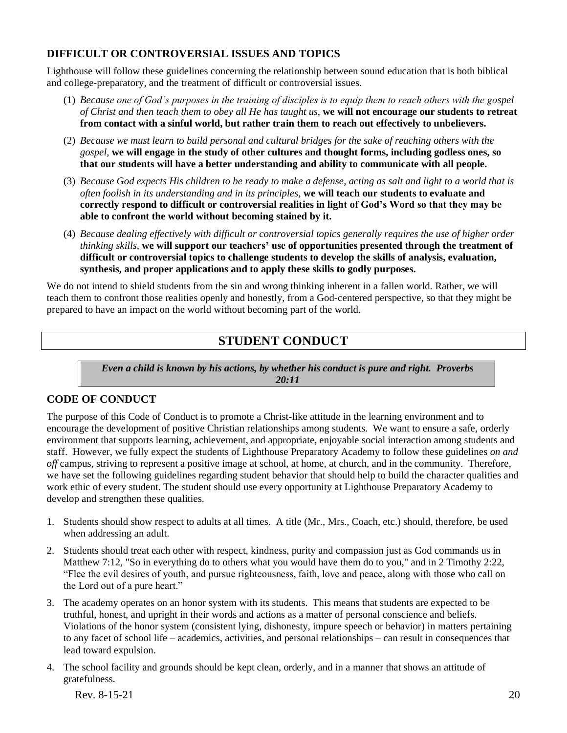## DIFFICULT OR CONTROVERSIAL ISSUES AND TOPICS

Lighthouse will follow these guidelines concerning the relationship between sound education that is both biblical and college-preparatory, and the treatment of difficult or controversial issues.

(1) *Because one of God's purposes in the training of disciples is to equip them to reach others with the gospel of Christ and then teach them to obey all He has taught us,* **we will not encourage our students to retreat from contact with a sinful world, but rather train them to reach out effectively to unbelievers.**

(2) *Because we must learn to build personal and cultural bridges for the sake of reaching others with the gospel,* **we will engage in the study of other cultures and thought forms, including godless ones, so that our students will have a better understanding and ability to communicate with all people.**

(3) *Because God expects His children to be ready to make a defense, acting as salt and light to a world that is often foolish in its understanding and in its principles,* **we will teach our students to evaluate and correctly respond to difficult or controversial realities in light of God's Word so that they may be able to confront the world without becoming stained by it.**

(4) *Because dealing effectively with difficult or controversial topics generally requires the use of higher order thinking skills,* **we will support our teachers' use of opportunities presented through the treatment of difficult or controversial topics to challenge students to develop the skills of analysis, evaluation, synthesis, and proper applications and to apply these skills to godly purposes.**

We do not intend to shield students from the sin and wrong thinking inherent in a fallen world. Rather, we will teach them to confront those realities openly and honestly, from a God-centered perspective, so that they might be prepared to have an impact on the world without becoming part of the world.

# STUDENT CONDUCT

***Even a child is known by his actions, by whether his conduct is pure and right. Proverbs 20:11***

## CODE OF CONDUCT

The purpose of this Code of Conduct is to promote a Christ-like attitude in the learning environment and to encourage the development of positive Christian relationships among students. We want to ensure a safe, orderly environment that supports learning, achievement, and appropriate, enjoyable social interaction among students and staff. However, we fully expect the students of Lighthouse Preparatory Academy to follow these guidelines *on and off* campus, striving to represent a positive image at school, at home, at church, and in the community. Therefore, we have set the following guidelines regarding student behavior that should help to build the character qualities and work ethic of every student. The student should use every opportunity at Lighthouse Preparatory Academy to develop and strengthen these qualities.

1. Students should show respect to adults at all times. A title (Mr., Mrs., Coach, etc.) should, therefore, be used when addressing an adult.
2. Students should treat each other with respect, kindness, purity and compassion just as God commands us in Matthew 7:12, "So in everything do to others what you would have them do to you," and in 2 Timothy 2:22, "Flee the evil desires of youth, and pursue righteousness, faith, love and peace, along with those who call on the Lord out of a pure heart."
3. The academy operates on an honor system with its students. This means that students are expected to be truthful, honest, and upright in their words and actions as a matter of personal conscience and beliefs. Violations of the honor system (consistent lying, dishonesty, impure speech or behavior) in matters pertaining to any facet of school life – academics, activities, and personal relationships – can result in consequences that lead toward expulsion.
4. The school facility and grounds should be kept clean, orderly, and in a manner that shows an attitude of gratefulness.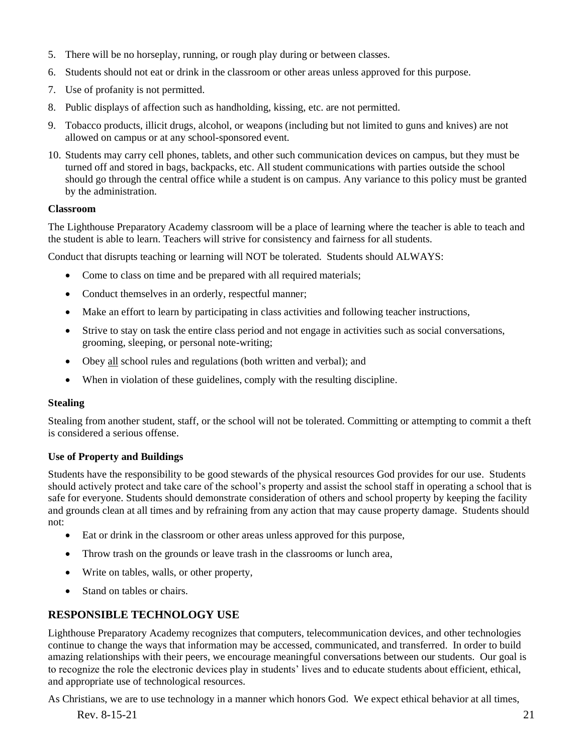5. There will be no horseplay, running, or rough play during or between classes.
6. Students should not eat or drink in the classroom or other areas unless approved for this purpose.
7. Use of profanity is not permitted.
8. Public displays of affection such as handholding, kissing, etc. are not permitted.
9. Tobacco products, illicit drugs, alcohol, or weapons (including but not limited to guns and knives) are not allowed on campus or at any school-sponsored event.
10. Students may carry cell phones, tablets, and other such communication devices on campus, but they must be turned off and stored in bags, backpacks, etc. All student communications with parties outside the school should go through the central office while a student is on campus. Any variance to this policy must be granted by the administration.

**Classroom**

The Lighthouse Preparatory Academy classroom will be a place of learning where the teacher is able to teach and the student is able to learn. Teachers will strive for consistency and fairness for all students.

Conduct that disrupts teaching or learning will NOT be tolerated. Students should ALWAYS:

- Come to class on time and be prepared with all required materials;
- Conduct themselves in an orderly, respectful manner;
- Make an effort to learn by participating in class activities and following teacher instructions,
- Strive to stay on task the entire class period and not engage in activities such as social conversations, grooming, sleeping, or personal note-writing;
- Obey <u>all</u> school rules and regulations (both written and verbal); and
- When in violation of these guidelines, comply with the resulting discipline.

**Stealing**

Stealing from another student, staff, or the school will not be tolerated. Committing or attempting to commit a theft is considered a serious offense.

**Use of Property and Buildings**

Students have the responsibility to be good stewards of the physical resources God provides for our use. Students should actively protect and take care of the school's property and assist the school staff in operating a school that is safe for everyone. Students should demonstrate consideration of others and school property by keeping the facility and grounds clean at all times and by refraining from any action that may cause property damage. Students should not:

- Eat or drink in the classroom or other areas unless approved for this purpose,
- Throw trash on the grounds or leave trash in the classrooms or lunch area,
- Write on tables, walls, or other property,
- Stand on tables or chairs.

## RESPONSIBLE TECHNOLOGY USE

Lighthouse Preparatory Academy recognizes that computers, telecommunication devices, and other technologies continue to change the ways that information may be accessed, communicated, and transferred. In order to build amazing relationships with their peers, we encourage meaningful conversations between our students. Our goal is to recognize the role the electronic devices play in students' lives and to educate students about efficient, ethical, and appropriate use of technological resources.

As Christians, we are to use technology in a manner which honors God. We expect ethical behavior at all times,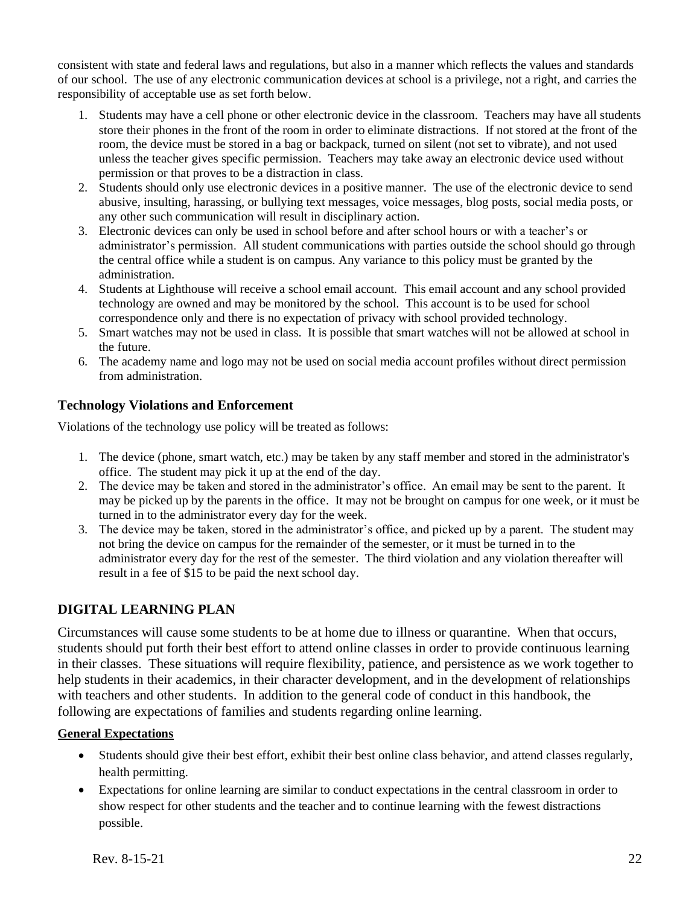consistent with state and federal laws and regulations, but also in a manner which reflects the values and standards of our school. The use of any electronic communication devices at school is a privilege, not a right, and carries the responsibility of acceptable use as set forth below.

1. Students may have a cell phone or other electronic device in the classroom. Teachers may have all students store their phones in the front of the room in order to eliminate distractions. If not stored at the front of the room, the device must be stored in a bag or backpack, turned on silent (not set to vibrate), and not used unless the teacher gives specific permission. Teachers may take away an electronic device used without permission or that proves to be a distraction in class.
2. Students should only use electronic devices in a positive manner. The use of the electronic device to send abusive, insulting, harassing, or bullying text messages, voice messages, blog posts, social media posts, or any other such communication will result in disciplinary action.
3. Electronic devices can only be used in school before and after school hours or with a teacher's or administrator's permission. All student communications with parties outside the school should go through the central office while a student is on campus. Any variance to this policy must be granted by the administration.
4. Students at Lighthouse will receive a school email account. This email account and any school provided technology are owned and may be monitored by the school. This account is to be used for school correspondence only and there is no expectation of privacy with school provided technology.
5. Smart watches may not be used in class. It is possible that smart watches will not be allowed at school in the future.
6. The academy name and logo may not be used on social media account profiles without direct permission from administration.

### Technology Violations and Enforcement

Violations of the technology use policy will be treated as follows:

1. The device (phone, smart watch, etc.) may be taken by any staff member and stored in the administrator's office. The student may pick it up at the end of the day.
2. The device may be taken and stored in the administrator's office. An email may be sent to the parent. It may be picked up by the parents in the office. It may not be brought on campus for one week, or it must be turned in to the administrator every day for the week.
3. The device may be taken, stored in the administrator's office, and picked up by a parent. The student may not bring the device on campus for the remainder of the semester, or it must be turned in to the administrator every day for the rest of the semester. The third violation and any violation thereafter will result in a fee of $15 to be paid the next school day.

## DIGITAL LEARNING PLAN

Circumstances will cause some students to be at home due to illness or quarantine. When that occurs, students should put forth their best effort to attend online classes in order to provide continuous learning in their classes. These situations will require flexibility, patience, and persistence as we work together to help students in their academics, in their character development, and in the development of relationships with teachers and other students. In addition to the general code of conduct in this handbook, the following are expectations of families and students regarding online learning.

**General Expectations**

- Students should give their best effort, exhibit their best online class behavior, and attend classes regularly, health permitting.
- Expectations for online learning are similar to conduct expectations in the central classroom in order to show respect for other students and the teacher and to continue learning with the fewest distractions possible.

Rev. 8-15-21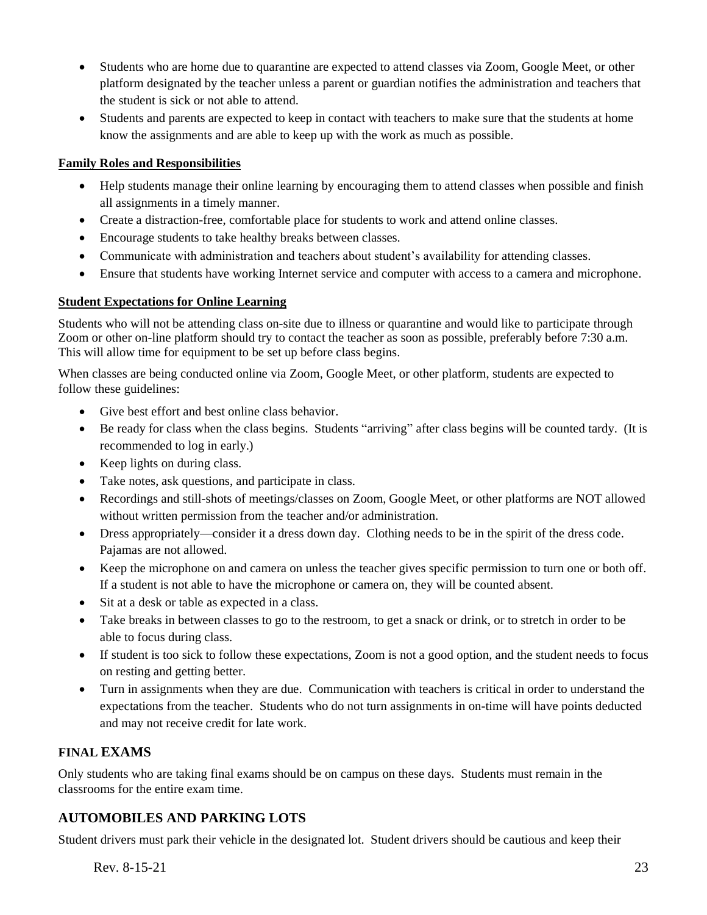- Students who are home due to quarantine are expected to attend classes via Zoom, Google Meet, or other platform designated by the teacher unless a parent or guardian notifies the administration and teachers that the student is sick or not able to attend.
- Students and parents are expected to keep in contact with teachers to make sure that the students at home know the assignments and are able to keep up with the work as much as possible.

**Family Roles and Responsibilities**

- Help students manage their online learning by encouraging them to attend classes when possible and finish all assignments in a timely manner.
- Create a distraction-free, comfortable place for students to work and attend online classes.
- Encourage students to take healthy breaks between classes.
- Communicate with administration and teachers about student's availability for attending classes.
- Ensure that students have working Internet service and computer with access to a camera and microphone.

**Student Expectations for Online Learning**

Students who will not be attending class on-site due to illness or quarantine and would like to participate through Zoom or other on-line platform should try to contact the teacher as soon as possible, preferably before 7:30 a.m. This will allow time for equipment to be set up before class begins.

When classes are being conducted online via Zoom, Google Meet, or other platform, students are expected to follow these guidelines:

- Give best effort and best online class behavior.
- Be ready for class when the class begins. Students "arriving" after class begins will be counted tardy. (It is recommended to log in early.)
- Keep lights on during class.
- Take notes, ask questions, and participate in class.
- Recordings and still-shots of meetings/classes on Zoom, Google Meet, or other platforms are NOT allowed without written permission from the teacher and/or administration.
- Dress appropriately—consider it a dress down day. Clothing needs to be in the spirit of the dress code. Pajamas are not allowed.
- Keep the microphone on and camera on unless the teacher gives specific permission to turn one or both off. If a student is not able to have the microphone or camera on, they will be counted absent.
- Sit at a desk or table as expected in a class.
- Take breaks in between classes to go to the restroom, to get a snack or drink, or to stretch in order to be able to focus during class.
- If student is too sick to follow these expectations, Zoom is not a good option, and the student needs to focus on resting and getting better.
- Turn in assignments when they are due. Communication with teachers is critical in order to understand the expectations from the teacher. Students who do not turn assignments in on-time will have points deducted and may not receive credit for late work.

## FINAL EXAMS

Only students who are taking final exams should be on campus on these days. Students must remain in the classrooms for the entire exam time.

## AUTOMOBILES AND PARKING LOTS

Student drivers must park their vehicle in the designated lot. Student drivers should be cautious and keep their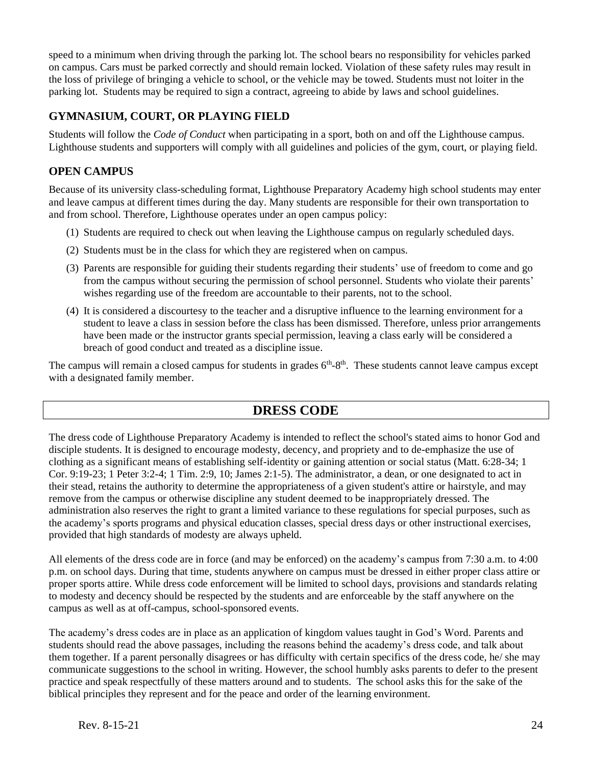speed to a minimum when driving through the parking lot. The school bears no responsibility for vehicles parked on campus. Cars must be parked correctly and should remain locked. Violation of these safety rules may result in the loss of privilege of bringing a vehicle to school, or the vehicle may be towed. Students must not loiter in the parking lot. Students may be required to sign a contract, agreeing to abide by laws and school guidelines.

### GYMNASIUM, COURT, OR PLAYING FIELD

Students will follow the *Code of Conduct* when participating in a sport, both on and off the Lighthouse campus. Lighthouse students and supporters will comply with all guidelines and policies of the gym, court, or playing field.

### OPEN CAMPUS

Because of its university class-scheduling format, Lighthouse Preparatory Academy high school students may enter and leave campus at different times during the day. Many students are responsible for their own transportation to and from school. Therefore, Lighthouse operates under an open campus policy:

(1) Students are required to check out when leaving the Lighthouse campus on regularly scheduled days.

(2) Students must be in the class for which they are registered when on campus.

(3) Parents are responsible for guiding their students regarding their students' use of freedom to come and go from the campus without securing the permission of school personnel. Students who violate their parents' wishes regarding use of the freedom are accountable to their parents, not to the school.

(4) It is considered a discourtesy to the teacher and a disruptive influence to the learning environment for a student to leave a class in session before the class has been dismissed. Therefore, unless prior arrangements have been made or the instructor grants special permission, leaving a class early will be considered a breach of good conduct and treated as a discipline issue.

The campus will remain a closed campus for students in grades 6th-8th. These students cannot leave campus except with a designated family member.

## DRESS CODE

The dress code of Lighthouse Preparatory Academy is intended to reflect the school's stated aims to honor God and disciple students. It is designed to encourage modesty, decency, and propriety and to de-emphasize the use of clothing as a significant means of establishing self-identity or gaining attention or social status (Matt. 6:28-34; 1 Cor. 9:19-23; 1 Peter 3:2-4; 1 Tim. 2:9, 10; James 2:1-5). The administrator, a dean, or one designated to act in their stead, retains the authority to determine the appropriateness of a given student's attire or hairstyle, and may remove from the campus or otherwise discipline any student deemed to be inappropriately dressed. The administration also reserves the right to grant a limited variance to these regulations for special purposes, such as the academy's sports programs and physical education classes, special dress days or other instructional exercises, provided that high standards of modesty are always upheld.

All elements of the dress code are in force (and may be enforced) on the academy's campus from 7:30 a.m. to 4:00 p.m. on school days. During that time, students anywhere on campus must be dressed in either proper class attire or proper sports attire. While dress code enforcement will be limited to school days, provisions and standards relating to modesty and decency should be respected by the students and are enforceable by the staff anywhere on the campus as well as at off-campus, school-sponsored events.

The academy's dress codes are in place as an application of kingdom values taught in God's Word. Parents and students should read the above passages, including the reasons behind the academy's dress code, and talk about them together. If a parent personally disagrees or has difficulty with certain specifics of the dress code, he/ she may communicate suggestions to the school in writing. However, the school humbly asks parents to defer to the present practice and speak respectfully of these matters around and to students. The school asks this for the sake of the biblical principles they represent and for the peace and order of the learning environment.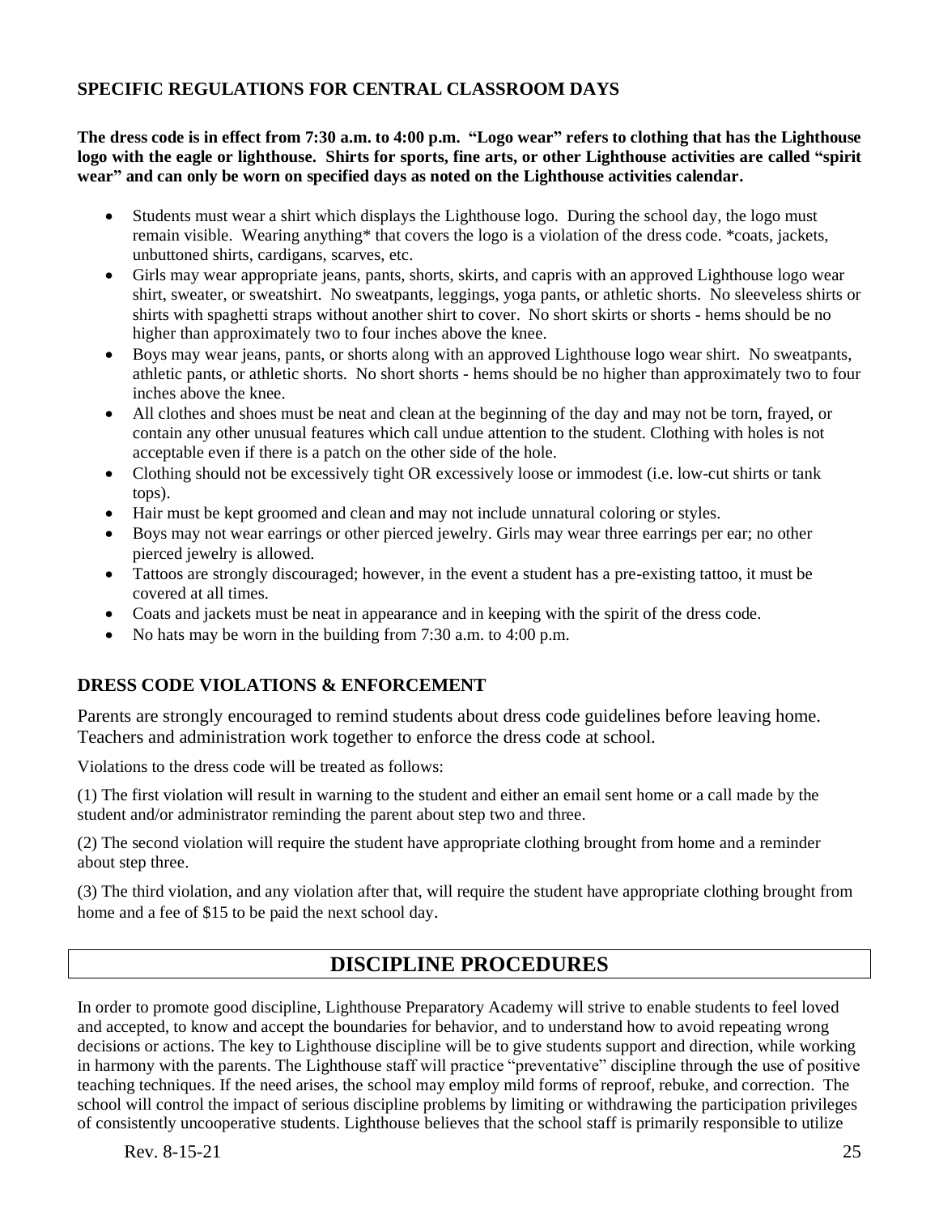### SPECIFIC REGULATIONS FOR CENTRAL CLASSROOM DAYS

**The dress code is in effect from 7:30 a.m. to 4:00 p.m. "Logo wear" refers to clothing that has the Lighthouse logo with the eagle or lighthouse. Shirts for sports, fine arts, or other Lighthouse activities are called "spirit wear" and can only be worn on specified days as noted on the Lighthouse activities calendar.**

- Students must wear a shirt which displays the Lighthouse logo. During the school day, the logo must remain visible. Wearing anything* that covers the logo is a violation of the dress code. *coats, jackets, unbuttoned shirts, cardigans, scarves, etc.
- Girls may wear appropriate jeans, pants, shorts, skirts, and capris with an approved Lighthouse logo wear shirt, sweater, or sweatshirt. No sweatpants, leggings, yoga pants, or athletic shorts. No sleeveless shirts or shirts with spaghetti straps without another shirt to cover. No short skirts or shorts - hems should be no higher than approximately two to four inches above the knee.
- Boys may wear jeans, pants, or shorts along with an approved Lighthouse logo wear shirt. No sweatpants, athletic pants, or athletic shorts. No short shorts - hems should be no higher than approximately two to four inches above the knee.
- All clothes and shoes must be neat and clean at the beginning of the day and may not be torn, frayed, or contain any other unusual features which call undue attention to the student. Clothing with holes is not acceptable even if there is a patch on the other side of the hole.
- Clothing should not be excessively tight OR excessively loose or immodest (i.e. low-cut shirts or tank tops).
- Hair must be kept groomed and clean and may not include unnatural coloring or styles.
- Boys may not wear earrings or other pierced jewelry. Girls may wear three earrings per ear; no other pierced jewelry is allowed.
- Tattoos are strongly discouraged; however, in the event a student has a pre-existing tattoo, it must be covered at all times.
- Coats and jackets must be neat in appearance and in keeping with the spirit of the dress code.
- No hats may be worn in the building from 7:30 a.m. to 4:00 p.m.

### DRESS CODE VIOLATIONS & ENFORCEMENT

Parents are strongly encouraged to remind students about dress code guidelines before leaving home. Teachers and administration work together to enforce the dress code at school.

Violations to the dress code will be treated as follows:

(1) The first violation will result in warning to the student and either an email sent home or a call made by the student and/or administrator reminding the parent about step two and three.

(2) The second violation will require the student have appropriate clothing brought from home and a reminder about step three.

(3) The third violation, and any violation after that, will require the student have appropriate clothing brought from home and a fee of $15 to be paid the next school day.

## DISCIPLINE PROCEDURES

In order to promote good discipline, Lighthouse Preparatory Academy will strive to enable students to feel loved and accepted, to know and accept the boundaries for behavior, and to understand how to avoid repeating wrong decisions or actions. The key to Lighthouse discipline will be to give students support and direction, while working in harmony with the parents. The Lighthouse staff will practice "preventative" discipline through the use of positive teaching techniques. If the need arises, the school may employ mild forms of reproof, rebuke, and correction. The school will control the impact of serious discipline problems by limiting or withdrawing the participation privileges of consistently uncooperative students. Lighthouse believes that the school staff is primarily responsible to utilize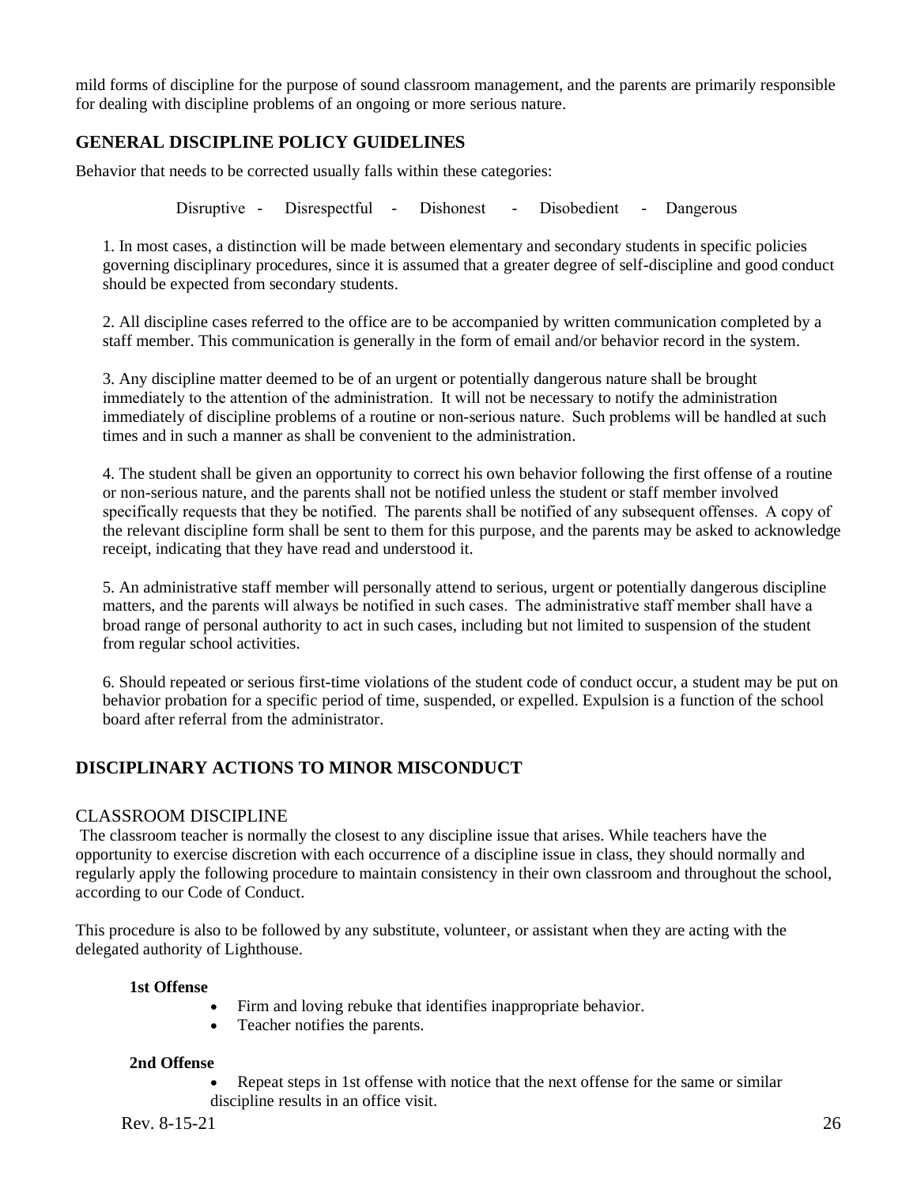mild forms of discipline for the purpose of sound classroom management, and the parents are primarily responsible for dealing with discipline problems of an ongoing or more serious nature.

## GENERAL DISCIPLINE POLICY GUIDELINES

Behavior that needs to be corrected usually falls within these categories:

Disruptive - Disrespectful - Dishonest - Disobedient - Dangerous

1. In most cases, a distinction will be made between elementary and secondary students in specific policies governing disciplinary procedures, since it is assumed that a greater degree of self-discipline and good conduct should be expected from secondary students.

2. All discipline cases referred to the office are to be accompanied by written communication completed by a staff member. This communication is generally in the form of email and/or behavior record in the system.

3. Any discipline matter deemed to be of an urgent or potentially dangerous nature shall be brought immediately to the attention of the administration. It will not be necessary to notify the administration immediately of discipline problems of a routine or non-serious nature. Such problems will be handled at such times and in such a manner as shall be convenient to the administration.

4. The student shall be given an opportunity to correct his own behavior following the first offense of a routine or non-serious nature, and the parents shall not be notified unless the student or staff member involved specifically requests that they be notified. The parents shall be notified of any subsequent offenses. A copy of the relevant discipline form shall be sent to them for this purpose, and the parents may be asked to acknowledge receipt, indicating that they have read and understood it.

5. An administrative staff member will personally attend to serious, urgent or potentially dangerous discipline matters, and the parents will always be notified in such cases. The administrative staff member shall have a broad range of personal authority to act in such cases, including but not limited to suspension of the student from regular school activities.

6. Should repeated or serious first-time violations of the student code of conduct occur, a student may be put on behavior probation for a specific period of time, suspended, or expelled. Expulsion is a function of the school board after referral from the administrator.

## DISCIPLINARY ACTIONS TO MINOR MISCONDUCT

### CLASSROOM DISCIPLINE

The classroom teacher is normally the closest to any discipline issue that arises. While teachers have the opportunity to exercise discretion with each occurrence of a discipline issue in class, they should normally and regularly apply the following procedure to maintain consistency in their own classroom and throughout the school, according to our Code of Conduct.

This procedure is also to be followed by any substitute, volunteer, or assistant when they are acting with the delegated authority of Lighthouse.

**1st Offense**

- Firm and loving rebuke that identifies inappropriate behavior.
- Teacher notifies the parents.

**2nd Offense**

- Repeat steps in 1st offense with notice that the next offense for the same or similar discipline results in an office visit.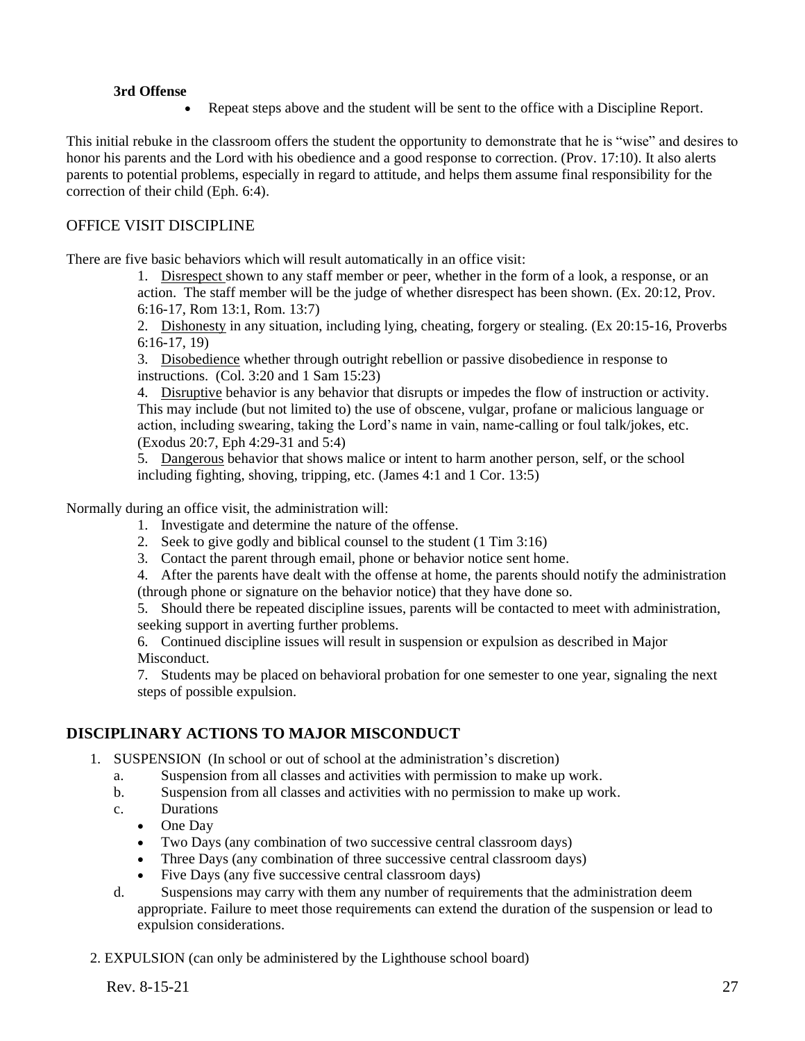**3rd Offense**

- Repeat steps above and the student will be sent to the office with a Discipline Report.

This initial rebuke in the classroom offers the student the opportunity to demonstrate that he is "wise" and desires to honor his parents and the Lord with his obedience and a good response to correction. (Prov. 17:10). It also alerts parents to potential problems, especially in regard to attitude, and helps them assume final responsibility for the correction of their child (Eph. 6:4).

### OFFICE VISIT DISCIPLINE

There are five basic behaviors which will result automatically in an office visit:

1. Disrespect shown to any staff member or peer, whether in the form of a look, a response, or an action. The staff member will be the judge of whether disrespect has been shown. (Ex. 20:12, Prov. 6:16-17, Rom 13:1, Rom. 13:7)
2. Dishonesty in any situation, including lying, cheating, forgery or stealing. (Ex 20:15-16, Proverbs 6:16-17, 19)
3. Disobedience whether through outright rebellion or passive disobedience in response to instructions. (Col. 3:20 and 1 Sam 15:23)
4. Disruptive behavior is any behavior that disrupts or impedes the flow of instruction or activity. This may include (but not limited to) the use of obscene, vulgar, profane or malicious language or action, including swearing, taking the Lord's name in vain, name-calling or foul talk/jokes, etc. (Exodus 20:7, Eph 4:29-31 and 5:4)
5. Dangerous behavior that shows malice or intent to harm another person, self, or the school including fighting, shoving, tripping, etc. (James 4:1 and 1 Cor. 13:5)

Normally during an office visit, the administration will:

1. Investigate and determine the nature of the offense.
2. Seek to give godly and biblical counsel to the student (1 Tim 3:16)
3. Contact the parent through email, phone or behavior notice sent home.
4. After the parents have dealt with the offense at home, the parents should notify the administration (through phone or signature on the behavior notice) that they have done so.
5. Should there be repeated discipline issues, parents will be contacted to meet with administration, seeking support in averting further problems.
6. Continued discipline issues will result in suspension or expulsion as described in Major Misconduct.
7. Students may be placed on behavioral probation for one semester to one year, signaling the next steps of possible expulsion.

## DISCIPLINARY ACTIONS TO MAJOR MISCONDUCT

1. SUSPENSION (In school or out of school at the administration's discretion)
   a. Suspension from all classes and activities with permission to make up work.
   b. Suspension from all classes and activities with no permission to make up work.
   c. Durations
      - One Day
      - Two Days (any combination of two successive central classroom days)
      - Three Days (any combination of three successive central classroom days)
      - Five Days (any five successive central classroom days)

   d. Suspensions may carry with them any number of requirements that the administration deem appropriate. Failure to meet those requirements can extend the duration of the suspension or lead to expulsion considerations.

2. EXPULSION (can only be administered by the Lighthouse school board)

Rev. 8-15-21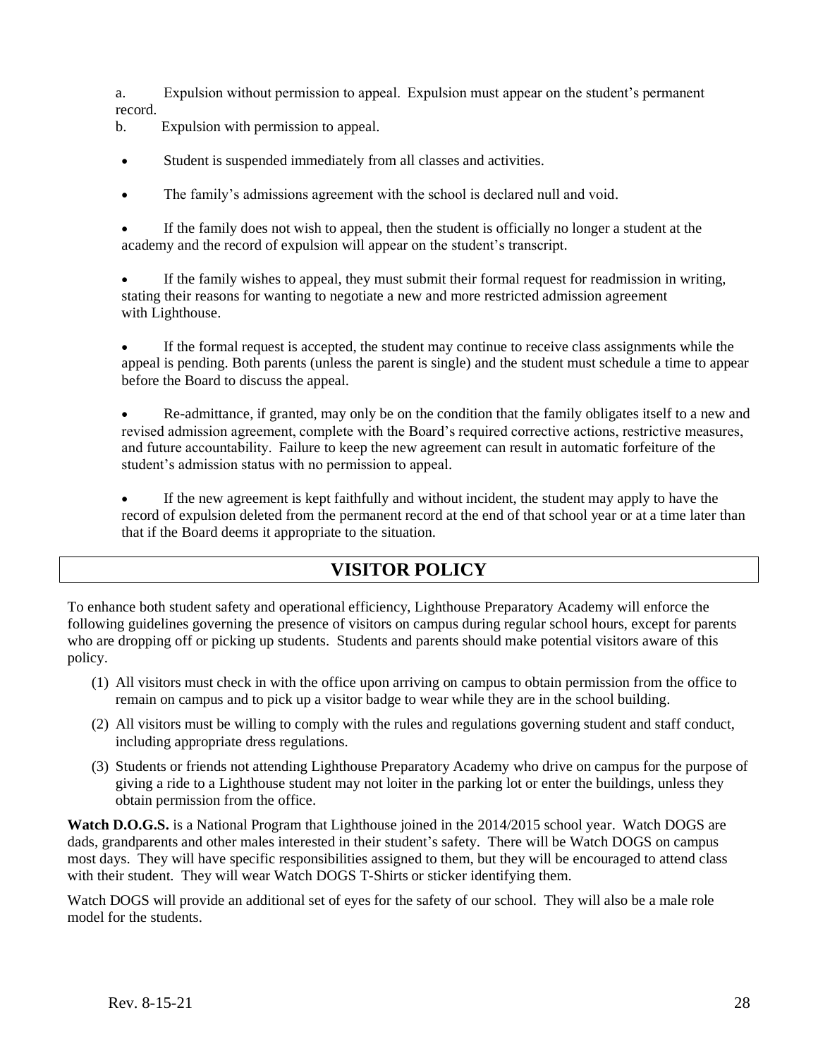a. Expulsion without permission to appeal. Expulsion must appear on the student's permanent record.

b. Expulsion with permission to appeal.

- Student is suspended immediately from all classes and activities.
- The family's admissions agreement with the school is declared null and void.
- If the family does not wish to appeal, then the student is officially no longer a student at the academy and the record of expulsion will appear on the student's transcript.
- If the family wishes to appeal, they must submit their formal request for readmission in writing, stating their reasons for wanting to negotiate a new and more restricted admission agreement with Lighthouse.
- If the formal request is accepted, the student may continue to receive class assignments while the appeal is pending. Both parents (unless the parent is single) and the student must schedule a time to appear before the Board to discuss the appeal.
- Re-admittance, if granted, may only be on the condition that the family obligates itself to a new and revised admission agreement, complete with the Board's required corrective actions, restrictive measures, and future accountability. Failure to keep the new agreement can result in automatic forfeiture of the student's admission status with no permission to appeal.
- If the new agreement is kept faithfully and without incident, the student may apply to have the record of expulsion deleted from the permanent record at the end of that school year or at a time later than that if the Board deems it appropriate to the situation.

## VISITOR POLICY

To enhance both student safety and operational efficiency, Lighthouse Preparatory Academy will enforce the following guidelines governing the presence of visitors on campus during regular school hours, except for parents who are dropping off or picking up students. Students and parents should make potential visitors aware of this policy.

(1) All visitors must check in with the office upon arriving on campus to obtain permission from the office to remain on campus and to pick up a visitor badge to wear while they are in the school building.

(2) All visitors must be willing to comply with the rules and regulations governing student and staff conduct, including appropriate dress regulations.

(3) Students or friends not attending Lighthouse Preparatory Academy who drive on campus for the purpose of giving a ride to a Lighthouse student may not loiter in the parking lot or enter the buildings, unless they obtain permission from the office.

**Watch D.O.G.S.** is a National Program that Lighthouse joined in the 2014/2015 school year. Watch DOGS are dads, grandparents and other males interested in their student's safety. There will be Watch DOGS on campus most days. They will have specific responsibilities assigned to them, but they will be encouraged to attend class with their student. They will wear Watch DOGS T-Shirts or sticker identifying them.

Watch DOGS will provide an additional set of eyes for the safety of our school. They will also be a male role model for the students.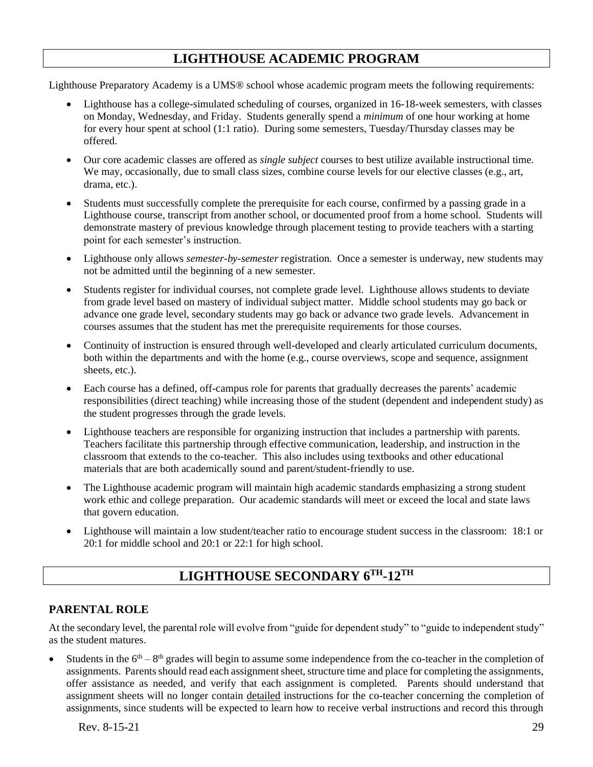## LIGHTHOUSE ACADEMIC PROGRAM

Lighthouse Preparatory Academy is a UMS® school whose academic program meets the following requirements:

- Lighthouse has a college-simulated scheduling of courses, organized in 16-18-week semesters, with classes on Monday, Wednesday, and Friday. Students generally spend a *minimum* of one hour working at home for every hour spent at school (1:1 ratio). During some semesters, Tuesday/Thursday classes may be offered.
- Our core academic classes are offered as *single subject* courses to best utilize available instructional time. We may, occasionally, due to small class sizes, combine course levels for our elective classes (e.g., art, drama, etc.).
- Students must successfully complete the prerequisite for each course, confirmed by a passing grade in a Lighthouse course, transcript from another school, or documented proof from a home school. Students will demonstrate mastery of previous knowledge through placement testing to provide teachers with a starting point for each semester's instruction.
- Lighthouse only allows *semester-by-semester* registration. Once a semester is underway, new students may not be admitted until the beginning of a new semester.
- Students register for individual courses, not complete grade level. Lighthouse allows students to deviate from grade level based on mastery of individual subject matter. Middle school students may go back or advance one grade level, secondary students may go back or advance two grade levels. Advancement in courses assumes that the student has met the prerequisite requirements for those courses.
- Continuity of instruction is ensured through well-developed and clearly articulated curriculum documents, both within the departments and with the home (e.g., course overviews, scope and sequence, assignment sheets, etc.).
- Each course has a defined, off-campus role for parents that gradually decreases the parents' academic responsibilities (direct teaching) while increasing those of the student (dependent and independent study) as the student progresses through the grade levels.
- Lighthouse teachers are responsible for organizing instruction that includes a partnership with parents. Teachers facilitate this partnership through effective communication, leadership, and instruction in the classroom that extends to the co-teacher. This also includes using textbooks and other educational materials that are both academically sound and parent/student-friendly to use.
- The Lighthouse academic program will maintain high academic standards emphasizing a strong student work ethic and college preparation. Our academic standards will meet or exceed the local and state laws that govern education.
- Lighthouse will maintain a low student/teacher ratio to encourage student success in the classroom: 18:1 or 20:1 for middle school and 20:1 or 22:1 for high school.

## LIGHTHOUSE SECONDARY 6TH-12TH

### PARENTAL ROLE

At the secondary level, the parental role will evolve from "guide for dependent study" to "guide to independent study" as the student matures.

- Students in the 6th – 8th grades will begin to assume some independence from the co-teacher in the completion of assignments. Parents should read each assignment sheet, structure time and place for completing the assignments, offer assistance as needed, and verify that each assignment is completed. Parents should understand that assignment sheets will no longer contain detailed instructions for the co-teacher concerning the completion of assignments, since students will be expected to learn how to receive verbal instructions and record this through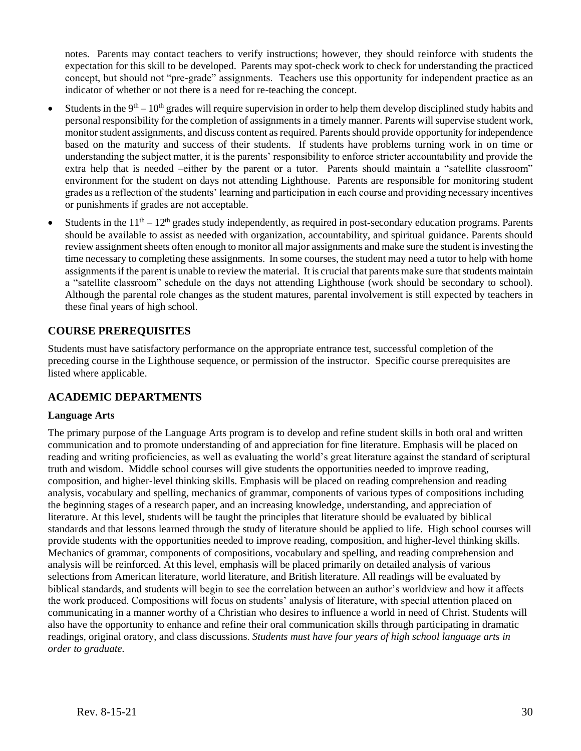notes. Parents may contact teachers to verify instructions; however, they should reinforce with students the expectation for this skill to be developed. Parents may spot-check work to check for understanding the practiced concept, but should not "pre-grade" assignments. Teachers use this opportunity for independent practice as an indicator of whether or not there is a need for re-teaching the concept.

- Students in the 9th – 10th grades will require supervision in order to help them develop disciplined study habits and personal responsibility for the completion of assignments in a timely manner. Parents will supervise student work, monitor student assignments, and discuss content as required. Parents should provide opportunity for independence based on the maturity and success of their students. If students have problems turning work in on time or understanding the subject matter, it is the parents' responsibility to enforce stricter accountability and provide the extra help that is needed –either by the parent or a tutor. Parents should maintain a "satellite classroom" environment for the student on days not attending Lighthouse. Parents are responsible for monitoring student grades as a reflection of the students' learning and participation in each course and providing necessary incentives or punishments if grades are not acceptable.
- Students in the 11th – 12th grades study independently, as required in post-secondary education programs. Parents should be available to assist as needed with organization, accountability, and spiritual guidance. Parents should review assignment sheets often enough to monitor all major assignments and make sure the student is investing the time necessary to completing these assignments. In some courses, the student may need a tutor to help with home assignments if the parent is unable to review the material. It is crucial that parents make sure that students maintain a "satellite classroom" schedule on the days not attending Lighthouse (work should be secondary to school). Although the parental role changes as the student matures, parental involvement is still expected by teachers in these final years of high school.

## COURSE PREREQUISITES

Students must have satisfactory performance on the appropriate entrance test, successful completion of the preceding course in the Lighthouse sequence, or permission of the instructor. Specific course prerequisites are listed where applicable.

## ACADEMIC DEPARTMENTS

### Language Arts

The primary purpose of the Language Arts program is to develop and refine student skills in both oral and written communication and to promote understanding of and appreciation for fine literature. Emphasis will be placed on reading and writing proficiencies, as well as evaluating the world's great literature against the standard of scriptural truth and wisdom. Middle school courses will give students the opportunities needed to improve reading, composition, and higher-level thinking skills. Emphasis will be placed on reading comprehension and reading analysis, vocabulary and spelling, mechanics of grammar, components of various types of compositions including the beginning stages of a research paper, and an increasing knowledge, understanding, and appreciation of literature. At this level, students will be taught the principles that literature should be evaluated by biblical standards and that lessons learned through the study of literature should be applied to life. High school courses will provide students with the opportunities needed to improve reading, composition, and higher-level thinking skills. Mechanics of grammar, components of compositions, vocabulary and spelling, and reading comprehension and analysis will be reinforced. At this level, emphasis will be placed primarily on detailed analysis of various selections from American literature, world literature, and British literature. All readings will be evaluated by biblical standards, and students will begin to see the correlation between an author's worldview and how it affects the work produced. Compositions will focus on students' analysis of literature, with special attention placed on communicating in a manner worthy of a Christian who desires to influence a world in need of Christ. Students will also have the opportunity to enhance and refine their oral communication skills through participating in dramatic readings, original oratory, and class discussions. *Students must have four years of high school language arts in order to graduate.*

Rev. 8-15-21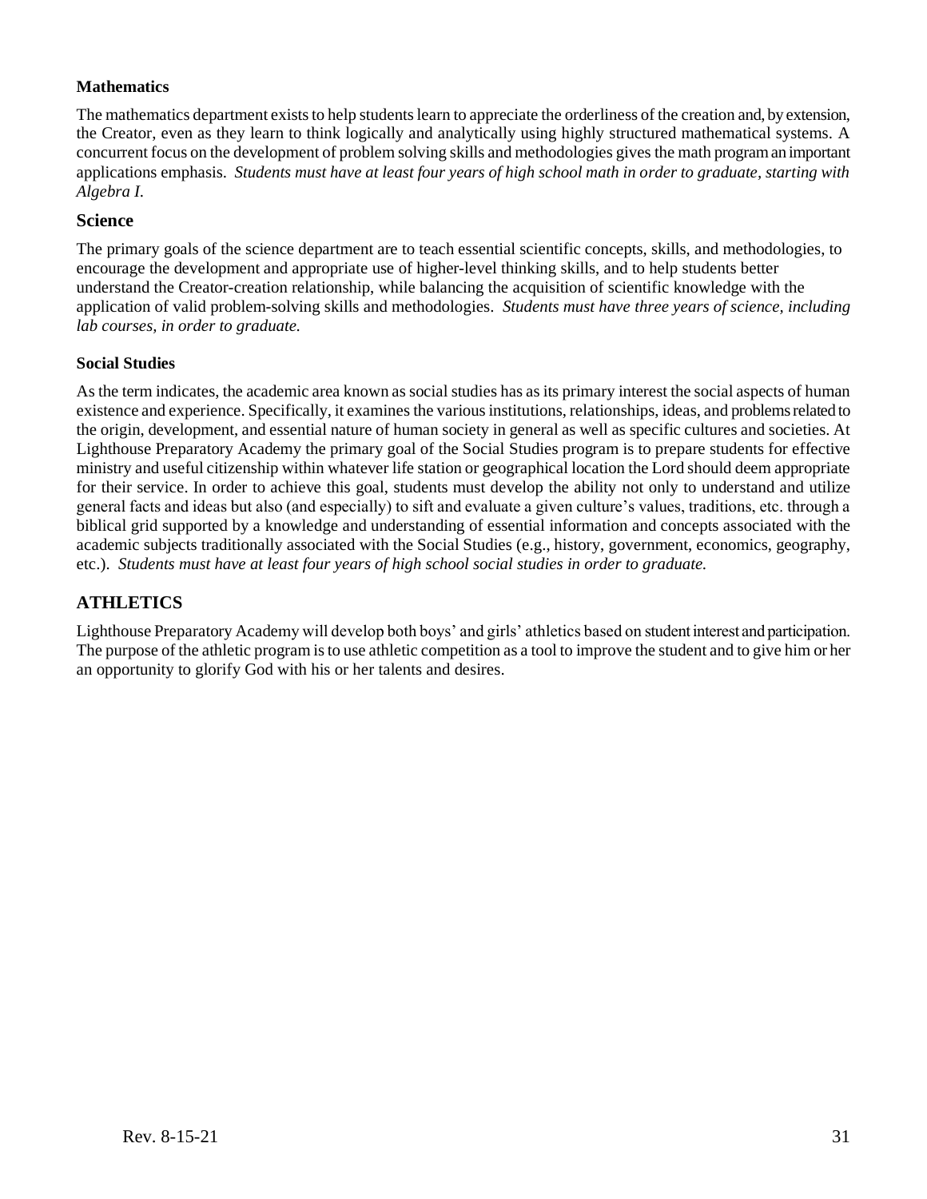**Mathematics**

The mathematics department exists to help students learn to appreciate the orderliness of the creation and, by extension, the Creator, even as they learn to think logically and analytically using highly structured mathematical systems. A concurrent focus on the development of problem solving skills and methodologies gives the math program an important applications emphasis. *Students must have at least four years of high school math in order to graduate, starting with Algebra I.*

### Science

The primary goals of the science department are to teach essential scientific concepts, skills, and methodologies, to encourage the development and appropriate use of higher-level thinking skills, and to help students better understand the Creator-creation relationship, while balancing the acquisition of scientific knowledge with the application of valid problem-solving skills and methodologies. *Students must have three years of science, including lab courses, in order to graduate.*

**Social Studies**

As the term indicates, the academic area known as social studies has as its primary interest the social aspects of human existence and experience. Specifically, it examines the various institutions, relationships, ideas, and problems related to the origin, development, and essential nature of human society in general as well as specific cultures and societies. At Lighthouse Preparatory Academy the primary goal of the Social Studies program is to prepare students for effective ministry and useful citizenship within whatever life station or geographical location the Lord should deem appropriate for their service. In order to achieve this goal, students must develop the ability not only to understand and utilize general facts and ideas but also (and especially) to sift and evaluate a given culture's values, traditions, etc. through a biblical grid supported by a knowledge and understanding of essential information and concepts associated with the academic subjects traditionally associated with the Social Studies (e.g., history, government, economics, geography, etc.). *Students must have at least four years of high school social studies in order to graduate.*

## ATHLETICS

Lighthouse Preparatory Academy will develop both boys' and girls' athletics based on student interest and participation. The purpose of the athletic program is to use athletic competition as a tool to improve the student and to give him or her an opportunity to glorify God with his or her talents and desires.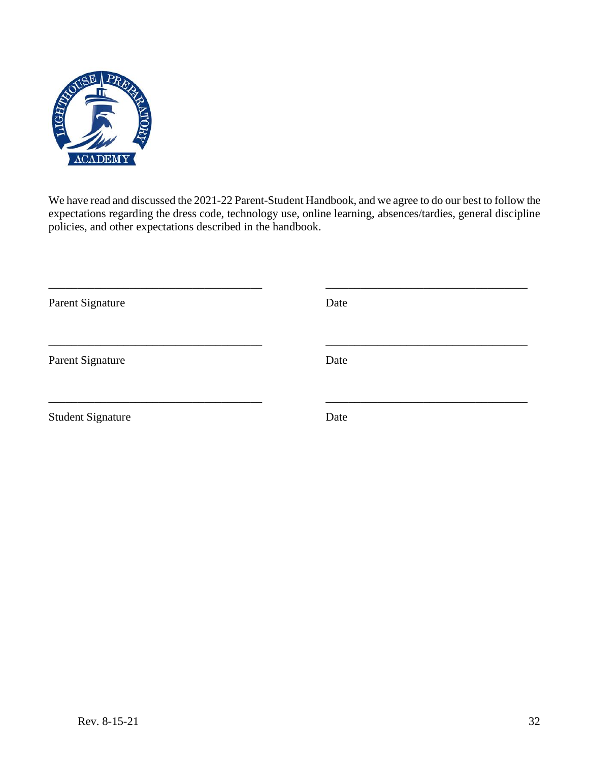We have read and discussed the 2021-22 Parent-Student Handbook, and we agree to do our best to follow the expectations regarding the dress code, technology use, online learning, absences/tardies, general discipline policies, and other expectations described in the handbook.

| | |
|---|---|
| ___________________________________ | ___________________________________ |
| Parent Signature | Date |
| ___________________________________ | ___________________________________ |
| Parent Signature | Date |
| ___________________________________ | ___________________________________ |
| Student Signature | Date |

Rev. 8-15-21